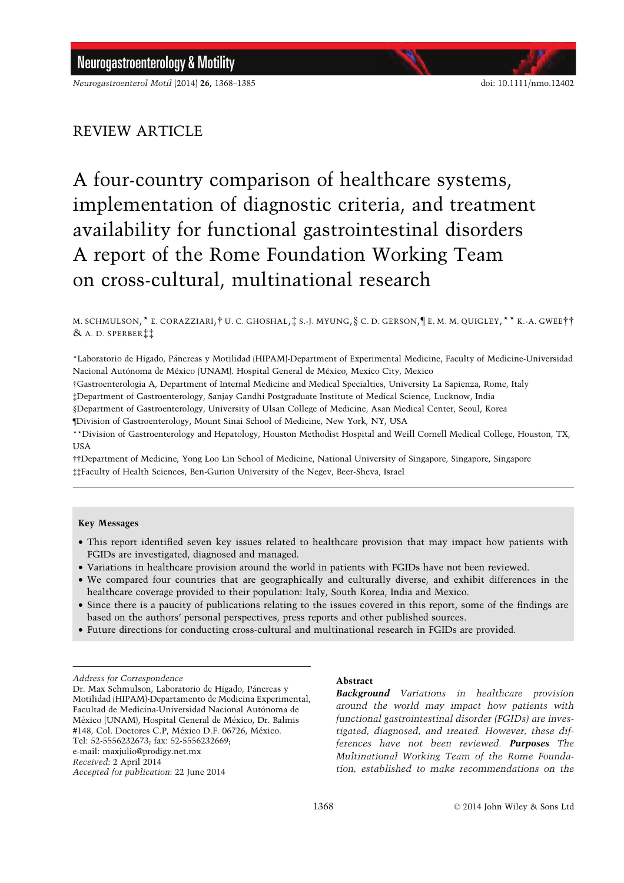REVIEW ARTICLE

# A four-country comparison of healthcare systems, implementation of diagnostic criteria, and treatment availability for functional gastrointestinal disorders A report of the Rome Foundation Working Team on cross-cultural, multinational research

M. SCHMULSON,* E. CORAZZIARI,† U. C. GHOSHAL,‡ S.-J. MYUNG,§ C. D. GERSON,¶ E. M. M. QUIGLEY,** K.-A. GWEE†† & A. D. SPERBER‡‡

*Laboratorio de Hígado, Páncreas y Motilidad (HIPAM)-Department of Experimental Medicine, Faculty of Medicine-Universidad Nacional Autónoma de México (UNAM). Hospital General de México, Mexico City, Mexico

†Gastroenterologia A, Department of Internal Medicine and Medical Specialties, University La Sapienza, Rome, Italy

‡Department of Gastroenterology, Sanjay Gandhi Postgraduate Institute of Medical Science, Lucknow, India

§Department of Gastroenterology, University of Ulsan College of Medicine, Asan Medical Center, Seoul, Korea

¶Division of Gastroenterology, Mount Sinai School of Medicine, New York, NY, USA

**Division of Gastroenterology and Hepatology, Houston Methodist Hospital and Weill Cornell Medical College, Houston, TX, USA

††Department of Medicine, Yong Loo Lin School of Medicine, National University of Singapore, Singapore, Singapore

‡‡Faculty of Health Sciences, Ben-Gurion University of the Negev, Beer-Sheva, Israel

**Key Messages**

- This report identified seven key issues related to healthcare provision that may impact how patients with FGIDs are investigated, diagnosed and managed.
- Variations in healthcare provision around the world in patients with FGIDs have not been reviewed.
- We compared four countries that are geographically and culturally diverse, and exhibit differences in the healthcare coverage provided to their population: Italy, South Korea, India and Mexico.
- Since there is a paucity of publications relating to the issues covered in this report, some of the findings are based on the authors' personal perspectives, press reports and other published sources.
- Future directions for conducting cross-cultural and multinational research in FGIDs are provided.

*Address for Correspondence*
Dr. Max Schmulson, Laboratorio de Hígado, Páncreas y Motilidad (HIPAM)-Departamento de Medicina Experimental, Facultad de Medicina-Universidad Nacional Autónoma de México (UNAM), Hospital General de México, Dr. Balmis #148, Col. Doctores C.P, México D.F. 06726, México.
Tel: 52-5556232673; fax: 52-5556232669;
e-mail: maxjulio@prodigy.net.mx
*Received*: 2 April 2014
*Accepted for publication*: 22 June 2014

**Abstract**

***Background*** *Variations in healthcare provision around the world may impact how patients with functional gastrointestinal disorder (FGIDs) are investigated, diagnosed, and treated. However, these differences have not been reviewed.* ***Purposes*** *The Multinational Working Team of the Rome Foundation, established to make recommendations on the*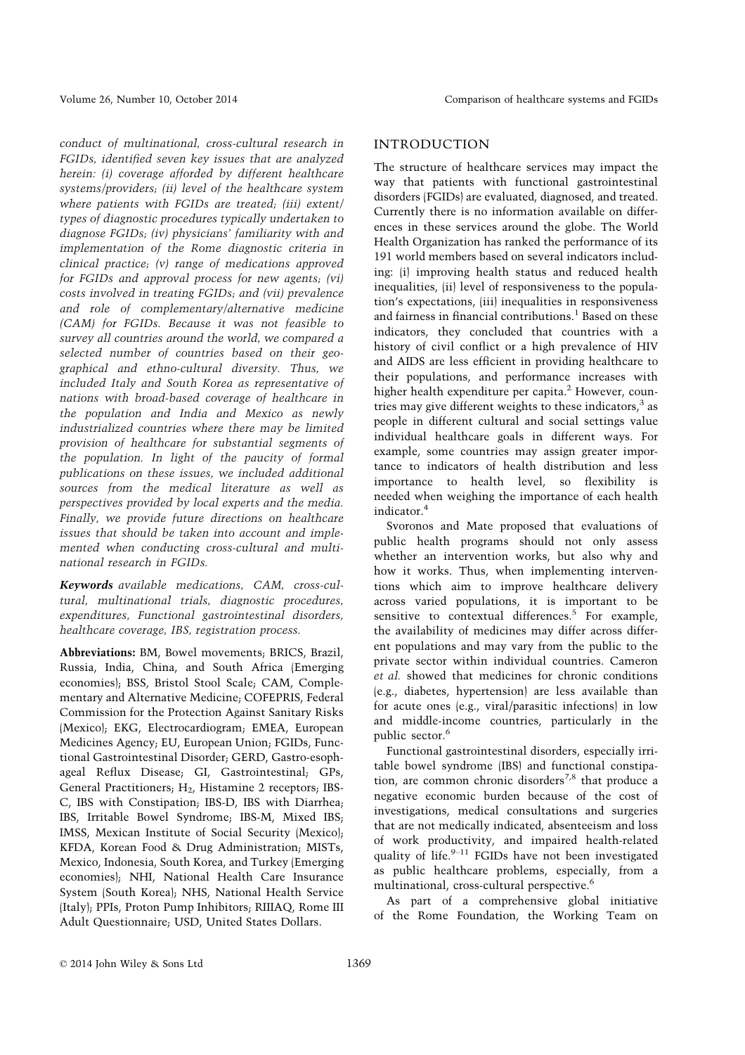*conduct of multinational, cross-cultural research in FGIDs, identified seven key issues that are analyzed herein: (i) coverage afforded by different healthcare systems/providers; (ii) level of the healthcare system where patients with FGIDs are treated; (iii) extent/types of diagnostic procedures typically undertaken to diagnose FGIDs; (iv) physicians' familiarity with and implementation of the Rome diagnostic criteria in clinical practice; (v) range of medications approved for FGIDs and approval process for new agents; (vi) costs involved in treating FGIDs; and (vii) prevalence and role of complementary/alternative medicine (CAM) for FGIDs. Because it was not feasible to survey all countries around the world, we compared a selected number of countries based on their geographical and ethno-cultural diversity. Thus, we included Italy and South Korea as representative of nations with broad-based coverage of healthcare in the population and India and Mexico as newly industrialized countries where there may be limited provision of healthcare for substantial segments of the population. In light of the paucity of formal publications on these issues, we included additional sources from the medical literature as well as perspectives provided by local experts and the media. Finally, we provide future directions on healthcare issues that should be taken into account and implemented when conducting cross-cultural and multinational research in FGIDs.*

***Keywords*** *available medications, CAM, cross-cultural, multinational trials, diagnostic procedures, expenditures, Functional gastrointestinal disorders, healthcare coverage, IBS, registration process.*

**Abbreviations:** BM, Bowel movements; BRICS, Brazil, Russia, India, China, and South Africa (Emerging economies); BSS, Bristol Stool Scale; CAM, Complementary and Alternative Medicine; COFEPRIS, Federal Commission for the Protection Against Sanitary Risks (Mexico); EKG, Electrocardiogram; EMEA, European Medicines Agency; EU, European Union; FGIDs, Functional Gastrointestinal Disorder; GERD, Gastro-esophageal Reflux Disease; GI, Gastrointestinal; GPs, General Practitioners; $H_2$, Histamine 2 receptors; IBS-C, IBS with Constipation; IBS-D, IBS with Diarrhea; IBS, Irritable Bowel Syndrome; IBS-M, Mixed IBS; IMSS, Mexican Institute of Social Security (Mexico); KFDA, Korean Food & Drug Administration; MISTs, Mexico, Indonesia, South Korea, and Turkey (Emerging economies); NHI, National Health Care Insurance System (South Korea); NHS, National Health Service (Italy); PPIs, Proton Pump Inhibitors; RIIIAQ, Rome III Adult Questionnaire; USD, United States Dollars.

## INTRODUCTION

The structure of healthcare services may impact the way that patients with functional gastrointestinal disorders (FGIDs) are evaluated, diagnosed, and treated. Currently there is no information available on differences in these services around the globe. The World Health Organization has ranked the performance of its 191 world members based on several indicators including: (i) improving health status and reduced health inequalities, (ii) level of responsiveness to the population's expectations, (iii) inequalities in responsiveness and fairness in financial contributions.[1] Based on these indicators, they concluded that countries with a history of civil conflict or a high prevalence of HIV and AIDS are less efficient in providing healthcare to their populations, and performance increases with higher health expenditure per capita.[2] However, countries may give different weights to these indicators,[3] as people in different cultural and social settings value individual healthcare goals in different ways. For example, some countries may assign greater importance to indicators of health distribution and less importance to health level, so flexibility is needed when weighing the importance of each health indicator.[4]

Svoronos and Mate proposed that evaluations of public health programs should not only assess whether an intervention works, but also why and how it works. Thus, when implementing interventions which aim to improve healthcare delivery across varied populations, it is important to be sensitive to contextual differences.[5] For example, the availability of medicines may differ across different populations and may vary from the public to the private sector within individual countries. Cameron *et al.* showed that medicines for chronic conditions (e.g., diabetes, hypertension) are less available than for acute ones (e.g., viral/parasitic infections) in low and middle-income countries, particularly in the public sector.[6]

Functional gastrointestinal disorders, especially irritable bowel syndrome (IBS) and functional constipation, are common chronic disorders[7,8] that produce a negative economic burden because of the cost of investigations, medical consultations and surgeries that are not medically indicated, absenteeism and loss of work productivity, and impaired health-related quality of life.[9–11] FGIDs have not been investigated as public healthcare problems, especially, from a multinational, cross-cultural perspective.[6]

As part of a comprehensive global initiative of the Rome Foundation, the Working Team on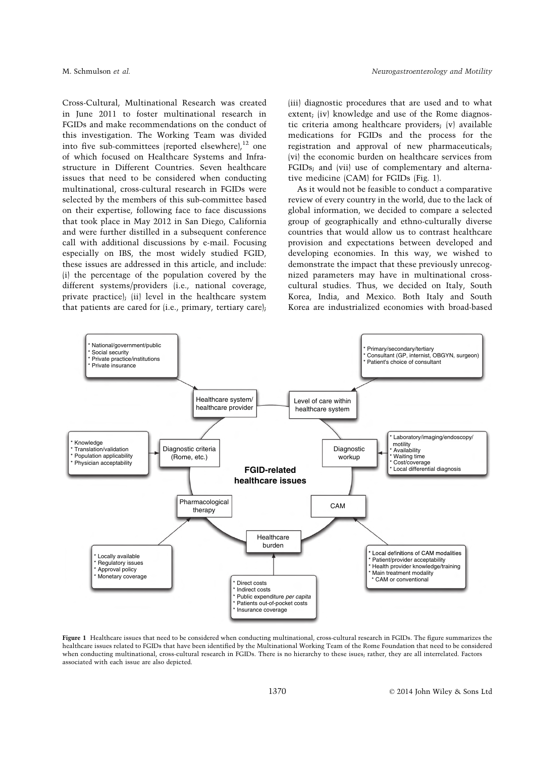Cross-Cultural, Multinational Research was created in June 2011 to foster multinational research in FGIDs and make recommendations on the conduct of this investigation. The Working Team was divided into five sub-committees (reported elsewhere),[12] one of which focused on Healthcare Systems and Infrastructure in Different Countries. Seven healthcare issues that need to be considered when conducting multinational, cross-cultural research in FGIDs were selected by the members of this sub-committee based on their expertise, following face to face discussions that took place in May 2012 in San Diego, California and were further distilled in a subsequent conference call with additional discussions by e-mail. Focusing especially on IBS, the most widely studied FGID, these issues are addressed in this article, and include: (i) the percentage of the population covered by the different systems/providers (i.e., national coverage, private practice); (ii) level in the healthcare system that patients are cared for (i.e., primary, tertiary care); (iii) diagnostic procedures that are used and to what extent; (iv) knowledge and use of the Rome diagnostic criteria among healthcare providers; (v) available medications for FGIDs and the process for the registration and approval of new pharmaceuticals; (vi) the economic burden on healthcare services from FGIDs; and (vii) use of complementary and alternative medicine (CAM) for FGIDs (Fig. 1).

As it would not be feasible to conduct a comparative review of every country in the world, due to the lack of global information, we decided to compare a selected group of geographically and ethno-culturally diverse countries that would allow us to contrast healthcare provision and expectations between developed and developing economies. In this way, we wished to demonstrate the impact that these previously unrecognized parameters may have in multinational cross-cultural studies. Thus, we decided on Italy, South Korea, India, and Mexico. Both Italy and South Korea are industrialized economies with broad-based

**FGID-related healthcare issues**

- **Healthcare system/ healthcare provider**
  - National/government/public
  - Social security
  - Private practice/institutions
  - Private insurance
- **Level of care within healthcare system**
  - Primary/secondary/tertiary
  - Consultant (GP, internist, OBGYN, surgeon)
  - Patient's choice of consultant
- **Diagnostic workup**
  - Laboratory/imaging/endoscopy/motility
  - Availability
  - Waiting time
  - Cost/coverage
  - Local differential diagnosis
- **CAM**
  - Local definitions of CAM modalities
  - Patient/provider acceptability
  - Health provider knowledge/training
  - Main treatment modality
    - CAM or conventional
- **Healthcare burden**
  - Direct costs
  - Indirect costs
  - Public expenditure *per capita*
  - Patients out-of-pocket costs
  - Insurance coverage
- **Pharmacological therapy**
  - Locally available
  - Regulatory issues
  - Approval policy
  - Monetary coverage
- **Diagnostic criteria (Rome, etc.)**
  - Knowledge
  - Translation/validation
  - Population applicability
  - Physician acceptability

**Figure 1** Healthcare issues that need to be considered when conducting multinational, cross-cultural research in FGIDs. The figure summarizes the healthcare issues related to FGIDs that have been identified by the Multinational Working Team of the Rome Foundation that need to be considered when conducting multinational, cross-cultural research in FGIDs. There is no hierarchy to these issues; rather, they are all interrelated. Factors associated with each issue are also depicted.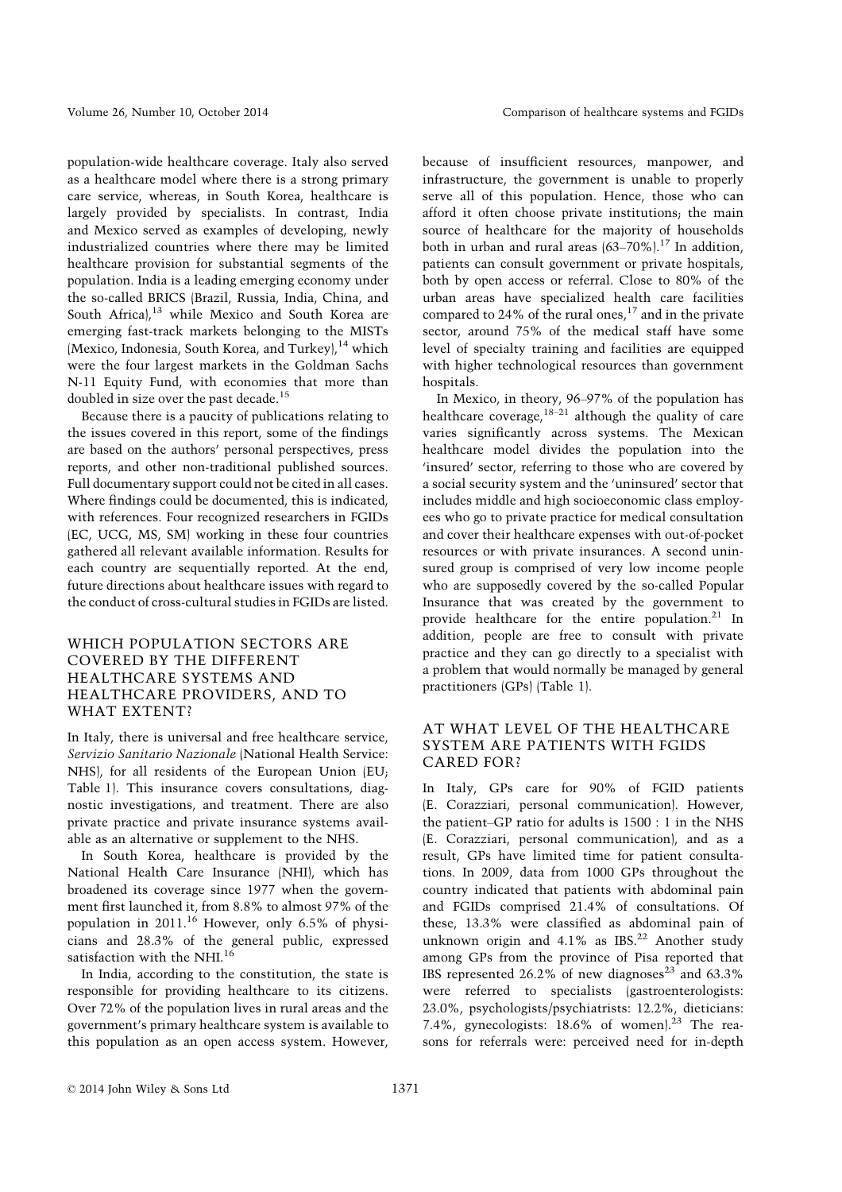population-wide healthcare coverage. Italy also served as a healthcare model where there is a strong primary care service, whereas, in South Korea, healthcare is largely provided by specialists. In contrast, India and Mexico served as examples of developing, newly industrialized countries where there may be limited healthcare provision for substantial segments of the population. India is a leading emerging economy under the so-called BRICS (Brazil, Russia, India, China, and South Africa),[13] while Mexico and South Korea are emerging fast-track markets belonging to the MISTs (Mexico, Indonesia, South Korea, and Turkey),[14] which were the four largest markets in the Goldman Sachs N-11 Equity Fund, with economies that more than doubled in size over the past decade.[15]

Because there is a paucity of publications relating to the issues covered in this report, some of the findings are based on the authors' personal perspectives, press reports, and other non-traditional published sources. Full documentary support could not be cited in all cases. Where findings could be documented, this is indicated, with references. Four recognized researchers in FGIDs (EC, UCG, MS, SM) working in these four countries gathered all relevant available information. Results for each country are sequentially reported. At the end, future directions about healthcare issues with regard to the conduct of cross-cultural studies in FGIDs are listed.

## WHICH POPULATION SECTORS ARE COVERED BY THE DIFFERENT HEALTHCARE SYSTEMS AND HEALTHCARE PROVIDERS, AND TO WHAT EXTENT?

In Italy, there is universal and free healthcare service, *Servizio Sanitario Nazionale* (National Health Service: NHS), for all residents of the European Union (EU; Table 1). This insurance covers consultations, diagnostic investigations, and treatment. There are also private practice and private insurance systems available as an alternative or supplement to the NHS.

In South Korea, healthcare is provided by the National Health Care Insurance (NHI), which has broadened its coverage since 1977 when the government first launched it, from 8.8% to almost 97% of the population in 2011.[16] However, only 6.5% of physicians and 28.3% of the general public, expressed satisfaction with the NHI.[16]

In India, according to the constitution, the state is responsible for providing healthcare to its citizens. Over 72% of the population lives in rural areas and the government's primary healthcare system is available to this population as an open access system. However, because of insufficient resources, manpower, and infrastructure, the government is unable to properly serve all of this population. Hence, those who can afford it often choose private institutions; the main source of healthcare for the majority of households both in urban and rural areas (63–70%).[17] In addition, patients can consult government or private hospitals, both by open access or referral. Close to 80% of the urban areas have specialized health care facilities compared to 24% of the rural ones,[17] and in the private sector, around 75% of the medical staff have some level of specialty training and facilities are equipped with higher technological resources than government hospitals.

In Mexico, in theory, 96–97% of the population has healthcare coverage,[18–21] although the quality of care varies significantly across systems. The Mexican healthcare model divides the population into the 'insured' sector, referring to those who are covered by a social security system and the 'uninsured' sector that includes middle and high socioeconomic class employees who go to private practice for medical consultation and cover their healthcare expenses with out-of-pocket resources or with private insurances. A second uninsured group is comprised of very low income people who are supposedly covered by the so-called Popular Insurance that was created by the government to provide healthcare for the entire population.[21] In addition, people are free to consult with private practice and they can go directly to a specialist with a problem that would normally be managed by general practitioners (GPs) (Table 1).

## AT WHAT LEVEL OF THE HEALTHCARE SYSTEM ARE PATIENTS WITH FGIDS CARED FOR?

In Italy, GPs care for 90% of FGID patients (E. Corazziari, personal communication). However, the patient–GP ratio for adults is 1500 : 1 in the NHS (E. Corazziari, personal communication), and as a result, GPs have limited time for patient consultations. In 2009, data from 1000 GPs throughout the country indicated that patients with abdominal pain and FGIDs comprised 21.4% of consultations. Of these, 13.3% were classified as abdominal pain of unknown origin and 4.1% as IBS.[22] Another study among GPs from the province of Pisa reported that IBS represented 26.2% of new diagnoses[23] and 63.3% were referred to specialists (gastroenterologists: 23.0%, psychologists/psychiatrists: 12.2%, dieticians: 7.4%, gynecologists: 18.6% of women).[23] The reasons for referrals were: perceived need for in-depth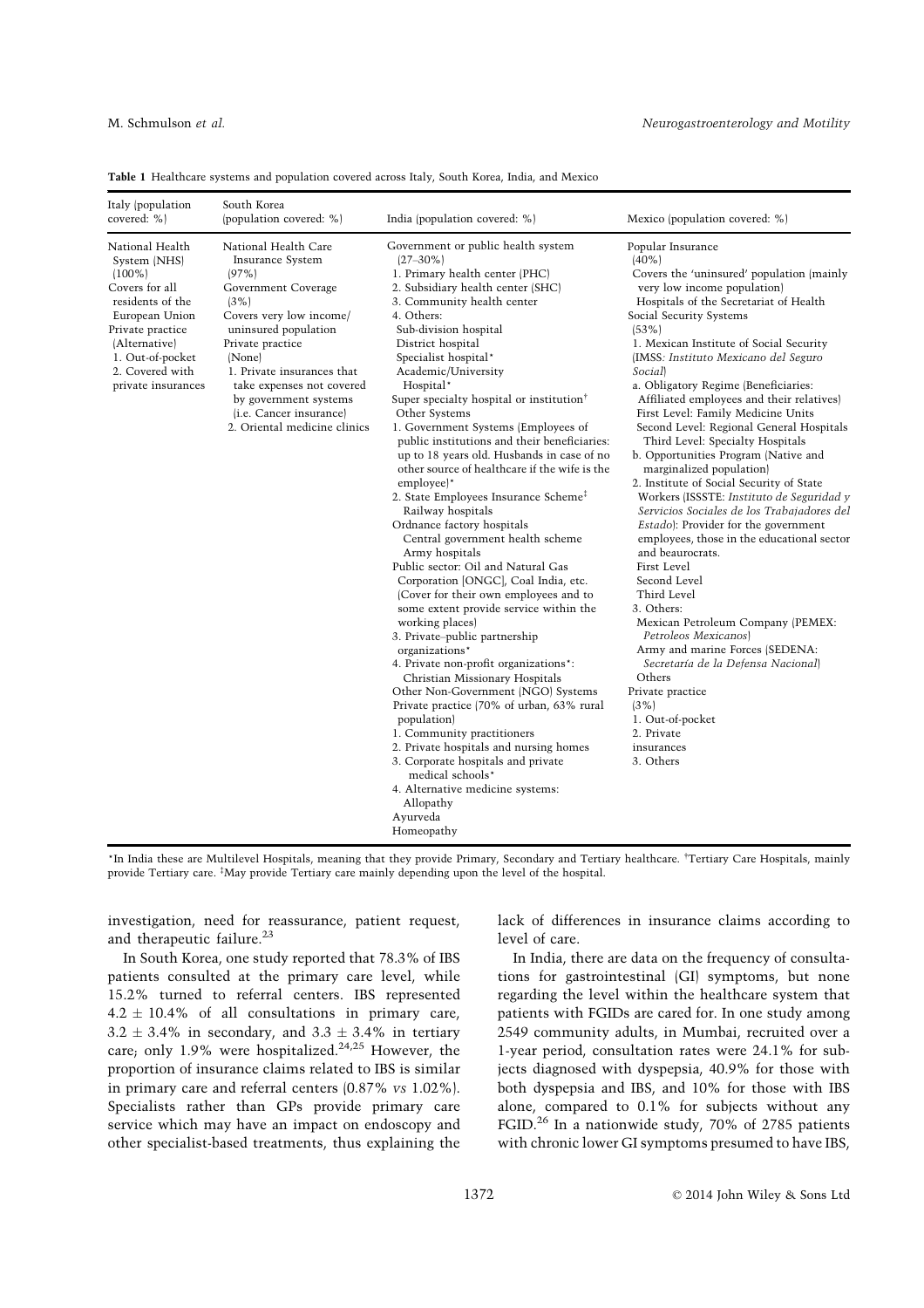**Table 1** Healthcare systems and population covered across Italy, South Korea, India, and Mexico

| Italy (population covered: %) | South Korea (population covered: %) | India (population covered: %) | Mexico (population covered: %) |
|---|---|---|---|
| National Health System (NHS) (100%)<br>Covers for all residents of the European Union<br>Private practice (Alternative)<br>1. Out-of-pocket<br>2. Covered with private insurances | National Health Care Insurance System (97%)<br>Government Coverage (3%)<br>Covers very low income/ uninsured population<br>Private practice (None)<br>1. Private insurances that take expenses not covered by government systems (i.e. Cancer insurance)<br>2. Oriental medicine clinics | Government or public health system (27–30%)<br>1. Primary health center (PHC)<br>2. Subsidiary health center (SHC)<br>3. Community health center<br>4. Others:<br>Sub-division hospital<br>District hospital<br>Specialist hospital*<br>Academic/University Hospital*<br>Super specialty hospital or institution†<br>Other Systems<br>1. Government Systems (Employees of public institutions and their beneficiaries: up to 18 years old. Husbands in case of no other source of healthcare if the wife is the employee)*<br>2. State Employees Insurance Scheme‡<br>Railway hospitals<br>Ordnance factory hospitals<br>Central government health scheme<br>Army hospitals<br>Public sector: Oil and Natural Gas Corporation [ONGC], Coal India, etc. (Cover for their own employees and to some extent provide service within the working places)<br>3. Private–public partnership organizations*<br>4. Private non-profit organizations*:<br>Christian Missionary Hospitals<br>Other Non-Government (NGO) Systems<br>Private practice (70% of urban, 63% rural population)<br>1. Community practitioners<br>2. Private hospitals and nursing homes<br>3. Corporate hospitals and private medical schools*<br>4. Alternative medicine systems:<br>Allopathy<br>Ayurveda<br>Homeopathy | Popular Insurance (40%)<br>Covers the 'uninsured' population (mainly very low income population)<br>Hospitals of the Secretariat of Health<br>Social Security Systems (53%)<br>1. Mexican Institute of Social Security (IMSS: *Instituto Mexicano del Seguro Social*)<br>a. Obligatory Regime (Beneficiaries: Affiliated employees and their relatives)<br>First Level: Family Medicine Units<br>Second Level: Regional General Hospitals<br>Third Level: Specialty Hospitals<br>b. Opportunities Program (Native and marginalized population)<br>2. Institute of Social Security of State Workers (ISSSTE: *Instituto de Seguridad y Servicios Sociales de los Trabajadores del Estado*): Provider for the government employees, those in the educational sector and beaurocrats.<br>First Level<br>Second Level<br>Third Level<br>3. Others:<br>Mexican Petroleum Company (PEMEX: *Petroleos Mexicanos*)<br>Army and marine Forces (SEDENA: *Secretaría de la Defensa Nacional*)<br>Others<br>Private practice (3%)<br>1. Out-of-pocket<br>2. Private insurances<br>3. Others |

*In India these are Multilevel Hospitals, meaning that they provide Primary, Secondary and Tertiary healthcare. †Tertiary Care Hospitals, mainly provide Tertiary care. ‡May provide Tertiary care mainly depending upon the level of the hospital.

investigation, need for reassurance, patient request, and therapeutic failure.[23]

In South Korea, one study reported that 78.3% of IBS patients consulted at the primary care level, while 15.2% turned to referral centers. IBS represented $4.2 \pm 10.4\%$ of all consultations in primary care, $3.2 \pm 3.4\%$ in secondary, and $3.3 \pm 3.4\%$ in tertiary care; only 1.9% were hospitalized.[24,25] However, the proportion of insurance claims related to IBS is similar in primary care and referral centers (0.87% *vs* 1.02%). Specialists rather than GPs provide primary care service which may have an impact on endoscopy and other specialist-based treatments, thus explaining the lack of differences in insurance claims according to level of care.

In India, there are data on the frequency of consultations for gastrointestinal (GI) symptoms, but none regarding the level within the healthcare system that patients with FGIDs are cared for. In one study among 2549 community adults, in Mumbai, recruited over a 1-year period, consultation rates were 24.1% for subjects diagnosed with dyspepsia, 40.9% for those with both dyspepsia and IBS, and 10% for those with IBS alone, compared to 0.1% for subjects without any FGID.[26] In a nationwide study, 70% of 2785 patients with chronic lower GI symptoms presumed to have IBS,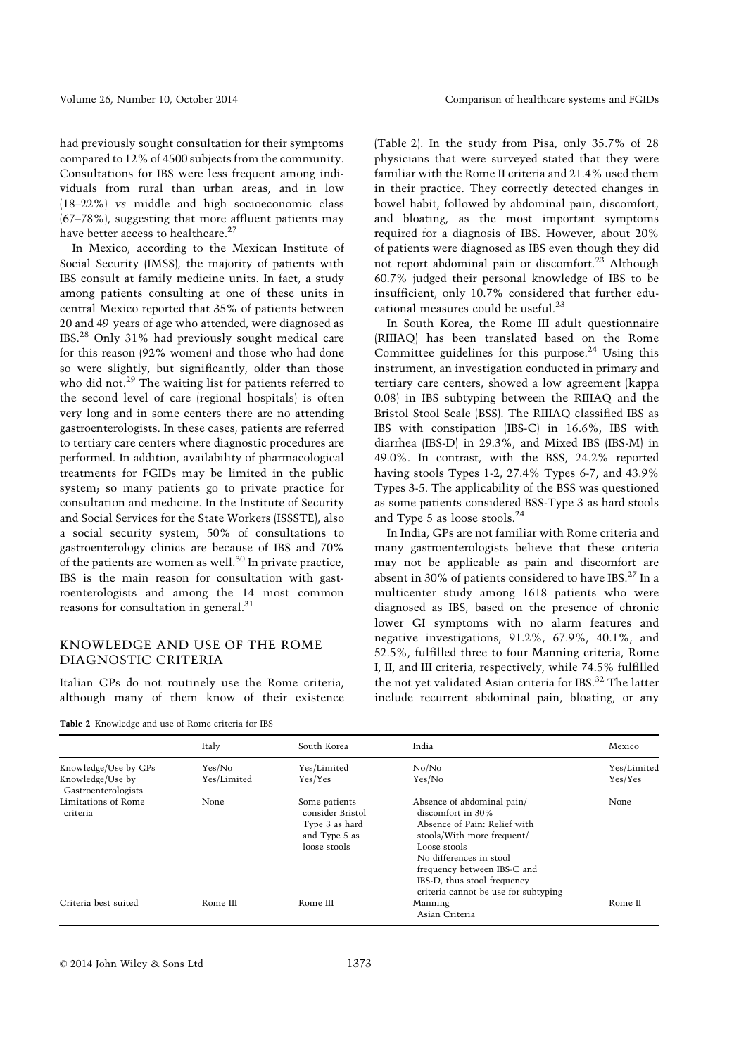had previously sought consultation for their symptoms compared to 12% of 4500 subjects from the community. Consultations for IBS were less frequent among individuals from rural than urban areas, and in low (18–22%) *vs* middle and high socioeconomic class (67–78%), suggesting that more affluent patients may have better access to healthcare.[27]

In Mexico, according to the Mexican Institute of Social Security (IMSS), the majority of patients with IBS consult at family medicine units. In fact, a study among patients consulting at one of these units in central Mexico reported that 35% of patients between 20 and 49 years of age who attended, were diagnosed as IBS.[28] Only 31% had previously sought medical care for this reason (92% women) and those who had done so were slightly, but significantly, older than those who did not.[29] The waiting list for patients referred to the second level of care (regional hospitals) is often very long and in some centers there are no attending gastroenterologists. In these cases, patients are referred to tertiary care centers where diagnostic procedures are performed. In addition, availability of pharmacological treatments for FGIDs may be limited in the public system; so many patients go to private practice for consultation and medicine. In the Institute of Security and Social Services for the State Workers (ISSSTE), also a social security system, 50% of consultations to gastroenterology clinics are because of IBS and 70% of the patients are women as well.[30] In private practice, IBS is the main reason for consultation with gastroenterologists and among the 14 most common reasons for consultation in general.[31]

## KNOWLEDGE AND USE OF THE ROME DIAGNOSTIC CRITERIA

Italian GPs do not routinely use the Rome criteria, although many of them know of their existence (Table 2). In the study from Pisa, only 35.7% of 28 physicians that were surveyed stated that they were familiar with the Rome II criteria and 21.4% used them in their practice. They correctly detected changes in bowel habit, followed by abdominal pain, discomfort, and bloating, as the most important symptoms required for a diagnosis of IBS. However, about 20% of patients were diagnosed as IBS even though they did not report abdominal pain or discomfort.[23] Although 60.7% judged their personal knowledge of IBS to be insufficient, only 10.7% considered that further educational measures could be useful.[23]

In South Korea, the Rome III adult questionnaire (RIIIAQ) has been translated based on the Rome Committee guidelines for this purpose.[24] Using this instrument, an investigation conducted in primary and tertiary care centers, showed a low agreement (kappa 0.08) in IBS subtyping between the RIIIAQ and the Bristol Stool Scale (BSS). The RIIIAQ classified IBS as IBS with constipation (IBS-C) in 16.6%, IBS with diarrhea (IBS-D) in 29.3%, and Mixed IBS (IBS-M) in 49.0%. In contrast, with the BSS, 24.2% reported having stools Types 1-2, 27.4% Types 6-7, and 43.9% Types 3-5. The applicability of the BSS was questioned as some patients considered BSS-Type 3 as hard stools and Type 5 as loose stools.[24]

In India, GPs are not familiar with Rome criteria and many gastroenterologists believe that these criteria may not be applicable as pain and discomfort are absent in 30% of patients considered to have IBS.[27] In a multicenter study among 1618 patients who were diagnosed as IBS, based on the presence of chronic lower GI symptoms with no alarm features and negative investigations, 91.2%, 67.9%, 40.1%, and 52.5%, fulfilled three to four Manning criteria, Rome I, II, and III criteria, respectively, while 74.5% fulfilled the not yet validated Asian criteria for IBS.[32] The latter include recurrent abdominal pain, bloating, or any

**Table 2** Knowledge and use of Rome criteria for IBS

| | Italy | South Korea | India | Mexico |
|---|---|---|---|---|
| Knowledge/Use by GPs | Yes/No | Yes/Limited | No/No | Yes/Limited |
| Knowledge/Use by Gastroenterologists | Yes/Limited | Yes/Yes | Yes/No | Yes/Yes |
| Limitations of Rome criteria | None | Some patients consider Bristol Type 3 as hard and Type 5 as loose stools | Absence of abdominal pain/ discomfort in 30% Absence of Pain: Relief with stools/With more frequent/ Loose stools No differences in stool frequency between IBS-C and IBS-D, thus stool frequency criteria cannot be use for subtyping | None |
| Criteria best suited | Rome III | Rome III | Manning Asian Criteria | Rome II |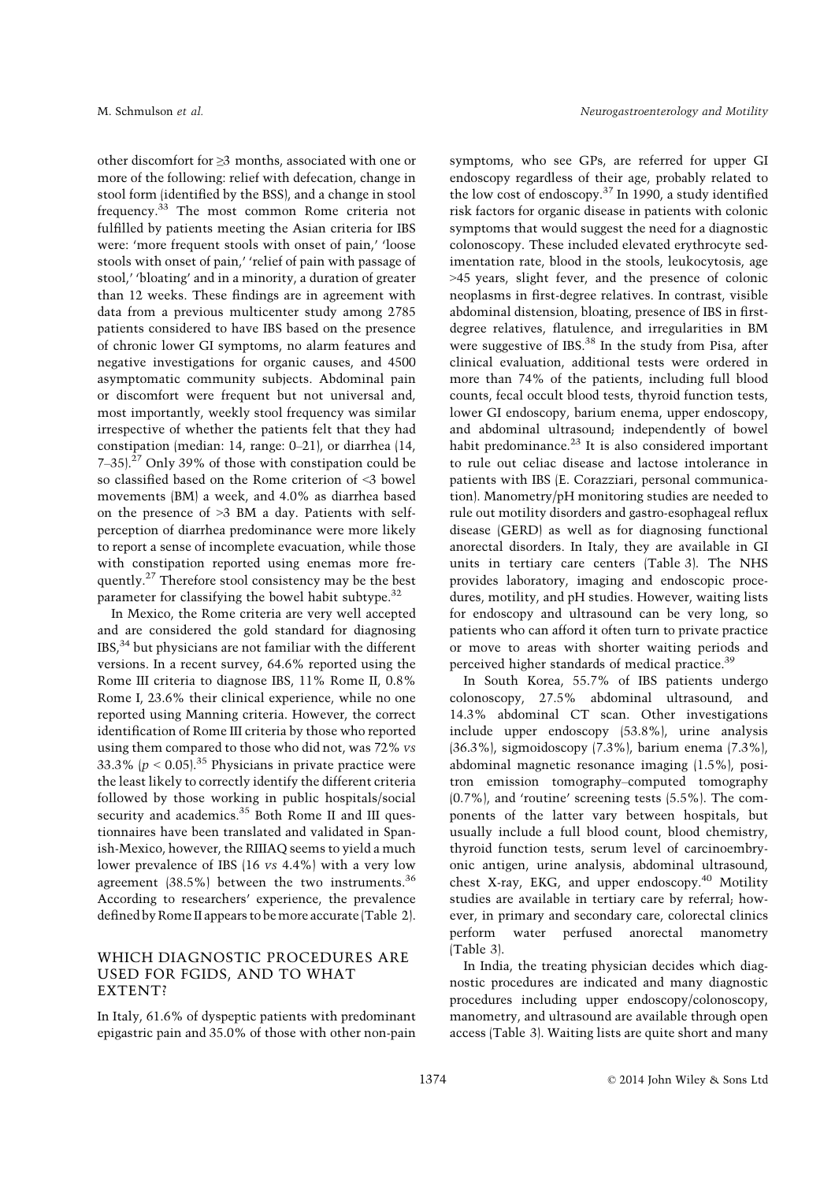other discomfort for ≥3 months, associated with one or more of the following: relief with defecation, change in stool form (identified by the BSS), and a change in stool frequency.[33] The most common Rome criteria not fulfilled by patients meeting the Asian criteria for IBS were: 'more frequent stools with onset of pain,' 'loose stools with onset of pain,' 'relief of pain with passage of stool,' 'bloating' and in a minority, a duration of greater than 12 weeks. These findings are in agreement with data from a previous multicenter study among 2785 patients considered to have IBS based on the presence of chronic lower GI symptoms, no alarm features and negative investigations for organic causes, and 4500 asymptomatic community subjects. Abdominal pain or discomfort were frequent but not universal and, most importantly, weekly stool frequency was similar irrespective of whether the patients felt that they had constipation (median: 14, range: 0–21), or diarrhea (14, 7–35).[27] Only 39% of those with constipation could be so classified based on the Rome criterion of <3 bowel movements (BM) a week, and 4.0% as diarrhea based on the presence of >3 BM a day. Patients with self-perception of diarrhea predominance were more likely to report a sense of incomplete evacuation, while those with constipation reported using enemas more frequently.[27] Therefore stool consistency may be the best parameter for classifying the bowel habit subtype.[32]

In Mexico, the Rome criteria are very well accepted and are considered the gold standard for diagnosing IBS,[34] but physicians are not familiar with the different versions. In a recent survey, 64.6% reported using the Rome III criteria to diagnose IBS, 11% Rome II, 0.8% Rome I, 23.6% their clinical experience, while no one reported using Manning criteria. However, the correct identification of Rome III criteria by those who reported using them compared to those who did not, was 72% *vs* 33.3% ($p < 0.05$).[35] Physicians in private practice were the least likely to correctly identify the different criteria followed by those working in public hospitals/social security and academics.[35] Both Rome II and III questionnaires have been translated and validated in Spanish-Mexico, however, the RIIIAQ seems to yield a much lower prevalence of IBS (16 *vs* 4.4%) with a very low agreement (38.5%) between the two instruments.[36] According to researchers' experience, the prevalence defined by Rome II appears to be more accurate (Table 2).

## WHICH DIAGNOSTIC PROCEDURES ARE USED FOR FGIDS, AND TO WHAT EXTENT?

In Italy, 61.6% of dyspeptic patients with predominant epigastric pain and 35.0% of those with other non-pain symptoms, who see GPs, are referred for upper GI endoscopy regardless of their age, probably related to the low cost of endoscopy.[37] In 1990, a study identified risk factors for organic disease in patients with colonic symptoms that would suggest the need for a diagnostic colonoscopy. These included elevated erythrocyte sedimentation rate, blood in the stools, leukocytosis, age >45 years, slight fever, and the presence of colonic neoplasms in first-degree relatives. In contrast, visible abdominal distension, bloating, presence of IBS in first-degree relatives, flatulence, and irregularities in BM were suggestive of IBS.[38] In the study from Pisa, after clinical evaluation, additional tests were ordered in more than 74% of the patients, including full blood counts, fecal occult blood tests, thyroid function tests, lower GI endoscopy, barium enema, upper endoscopy, and abdominal ultrasound; independently of bowel habit predominance.[23] It is also considered important to rule out celiac disease and lactose intolerance in patients with IBS (E. Corazziari, personal communication). Manometry/pH monitoring studies are needed to rule out motility disorders and gastro-esophageal reflux disease (GERD) as well as for diagnosing functional anorectal disorders. In Italy, they are available in GI units in tertiary care centers (Table 3). The NHS provides laboratory, imaging and endoscopic procedures, motility, and pH studies. However, waiting lists for endoscopy and ultrasound can be very long, so patients who can afford it often turn to private practice or move to areas with shorter waiting periods and perceived higher standards of medical practice.[39]

In South Korea, 55.7% of IBS patients undergo colonoscopy, 27.5% abdominal ultrasound, and 14.3% abdominal CT scan. Other investigations include upper endoscopy (53.8%), urine analysis (36.3%), sigmoidoscopy (7.3%), barium enema (7.3%), abdominal magnetic resonance imaging (1.5%), positron emission tomography–computed tomography (0.7%), and 'routine' screening tests (5.5%). The components of the latter vary between hospitals, but usually include a full blood count, blood chemistry, thyroid function tests, serum level of carcinoembryonic antigen, urine analysis, abdominal ultrasound, chest X-ray, EKG, and upper endoscopy.[40] Motility studies are available in tertiary care by referral; however, in primary and secondary care, colorectal clinics perform water perfused anorectal manometry (Table 3).

In India, the treating physician decides which diagnostic procedures are indicated and many diagnostic procedures including upper endoscopy/colonoscopy, manometry, and ultrasound are available through open access (Table 3). Waiting lists are quite short and many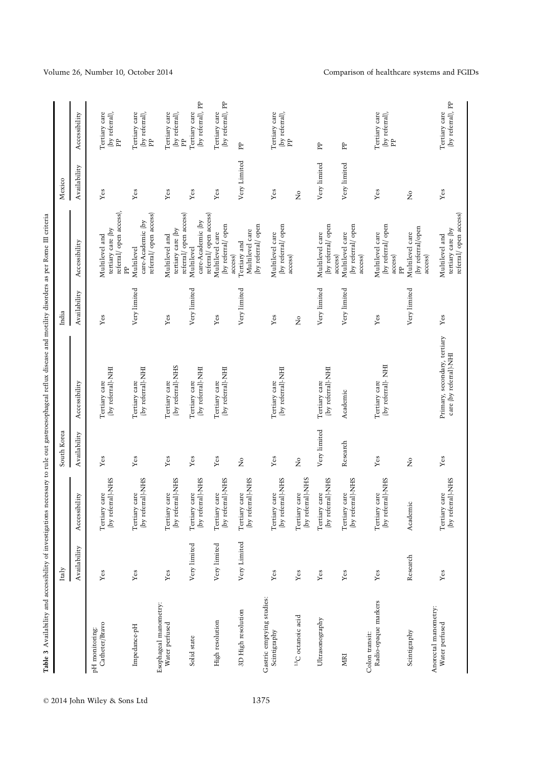**Table 3** Availability and accessibility of investigations necessary to rule out gastroesophageal reflux disease and motility disorders as per Rome III criteria

| | Italy | | South Korea | | India | | Mexico | |
|---|---|---|---|---|---|---|---|---|
| | Availability | Accessibility | Availability | Accessibility | Availability | Accessibility | Availability | Accessibility |
| pH monitoring: | | | | | | | | |
| Catheter/Bravo | Yes | Tertiary care (by referral)-NHS | Yes | Tertiary care (by referral)-NHI | Yes | Multilevel and tertiary care (by referral/ open access), PP | Yes | Tertiary care (by referral), PP |
| Impedance-pH | Yes | Tertiary care (by referral)-NHS | Yes | Tertiary care (by referral)-NHI | Very limited | Multilevel care-Academic (by referral/ open access) | Yes | Tertiary care (by referral), PP |
| Esophageal manometry: | | | | | | | | |
| Water perfused | Yes | Tertiary care (by referral)-NHS | Yes | Tertiary care (by referral)-NHS | Yes | Multilevel and tertiary care (by referral/ open access) | Yes | Tertiary care (by referral), PP |
| Solid state | Very limited | Tertiary care (by referral)-NHS | Yes | Tertiary care (by referral)-NHI | Very limited | Multilevel care-Academic (by referral/ open access) | Yes | Tertiary care (by referral), PP |
| High resolution | Very limited | Tertiary care (by referral)-NHS | Yes | Tertiary care (by referral)-NHI | Yes | Multilevel care (by referral/ open access) | Yes | Tertiary care (by referral), PP |
| 3D High resolution | Very Limited | Tertiary care (by referral)-NHS | No | | Very limited | Tertiary and Multilevel care (by referral/ open access) | Very Limited | PP |
| Gastric emptying studies: | | | | | | | | |
| Scintigraphy | Yes | Tertiary care (by referral)-NHS | Yes | Tertiary care (by referral)-NHI | Yes | Multilevel care (by referral/ open access) | Yes | Tertiary care (by referral), PP |
| $^{13}$C octanoic acid | Yes | Tertiary care (by referral)-NHS | No | | No | | No | |
| Ultrasonography | Yes | Tertiary care (by referral)-NHS | Very limited | Tertiary care (by referral)-NHI | Very limited | Multilevel care (by referral/ open access) | Very limited | PP |
| MRI | Yes | Tertiary care (by referral)-NHS | Research | Academic | Very limited | Multilevel care (by referral/ open access) | Very limited | PP |
| Colon transit: | | | | | | | | |
| Radio-opaque markers | Yes | Tertiary care (by referral)-NHS | Yes | Tertiary care (by referral)- NHI | Yes | Multilevel care (by referral/ open access) PP | Yes | Tertiary care (by referral), PP |
| Scintigraphy | Research | Academic | No | | Very limited | Multilevel care (by referral/open access) | No | |
| Anorectal manometry: | | | | | | | | |
| Water perfused | Yes | Tertiary care (by referral)-NHS | Yes | Primary, secondary, tertiary care (by referral)-NHI | Yes | Multilevel and tertiary care (by referral/ open access) | Yes | Tertiary care (by referral), PP |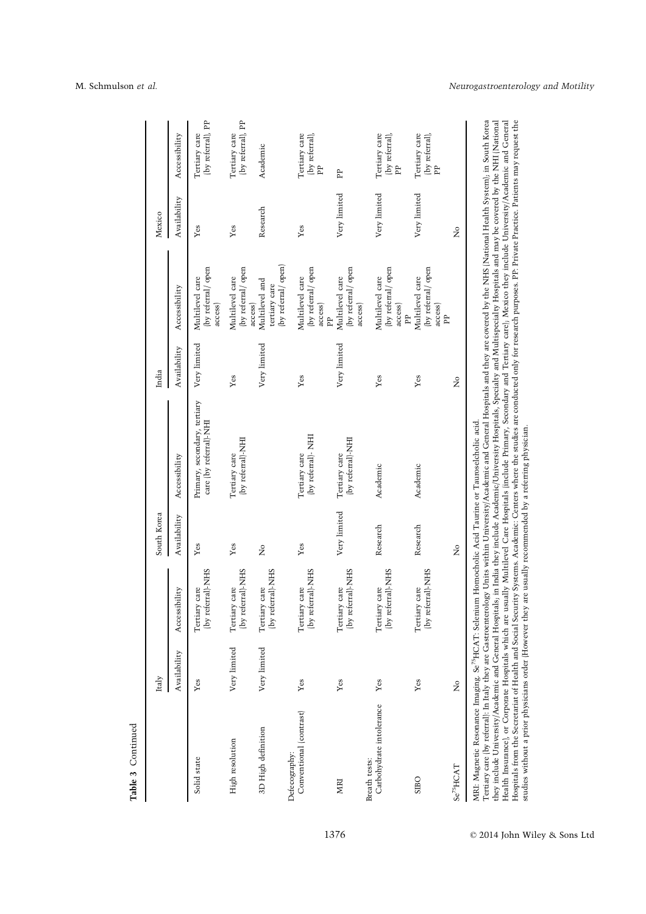**Table 3** Continued

| | Italy | | South Korea | | India | | Mexico | |
|---|---|---|---|---|---|---|---|---|
| | Availability | Accessibility | Availability | Accessibility | Availability | Accessibility | Availability | Accessibility |
| Solid state | Yes | Tertiary care (by referral)-NHS | Yes | Primary, secondary, tertiary care (by referral)-NHI | Very limited | Multilevel care (by referral/ open access) | Yes | Tertiary care (by referral), PP |
| High resolution | Very limited | Tertiary care (by referral)-NHS | Yes | Tertiary care (by referral)-NHI | Yes | Multilevel care (by referral/ open access) | Yes | Tertiary care (by referral), PP |
| 3D High definition | Very limited | Tertiary care (by referral)-NHS | No | | Very limited | Multilevel and tertiary care (by referral/ open) | Research | Academic |
| Defecography: Conventional (contrast) | Yes | Tertiary care (by referral)-NHS | Yes | Tertiary care (by referral)- NHI | Yes | Multilevel care (by referral/ open access) PP | Yes | Tertiary care (by referral), PP |
| MRI | Yes | Tertiary care (by referral)-NHS | Very limited | Tertiary care (by referral)-NHI | Very limited | Multilevel care (by referral/ open access) | Very limited | PP |
| Breath tests: Carbohydrate intolerance | Yes | Tertiary care (by referral)-NHS | Research | Academic | Yes | Multilevel care (by referral/ open access) PP | Very limited | Tertiary care (by referral), PP |
| SIBO | Yes | Tertiary care (by referral)-NHS | Research | Academic | Yes | Multilevel care (by referral/ open access) PP | Very limited | Tertiary care (by referral), PP |
| $Se^{75}$HCAT | No | | No | | No | | No | |

MRI: Magnetic Resonance Imaging. $Se^{75}$HCAT: Selenium Homocholic Acid Taurine or Tauroselcholic acid.
Tertiary care (by referral): In Italy they are Gastroenterology Units within University/Academic and General Hospitals and they are covered by the NHS (National Health System); in South Korea they include University/Academic and General Hospitals; in India they include Academic/University Hospitals, Specialty and Multispecialty Hospitals and may be covered by the NHI (National Health Insurance), or Corporate Hospitals which are usually Multilevel Care Hospitals (include Primary, Secondary and Tertiary care); Mexico they include University/Academic and General Hospitals from the Secretariat of Health and Social Security Systems. Academic: Centers where the studies are conducted only for research purposes. PP: Private Practice. Patients may request the studies without a prior physicians order (However they are usually recommended by a referring physician.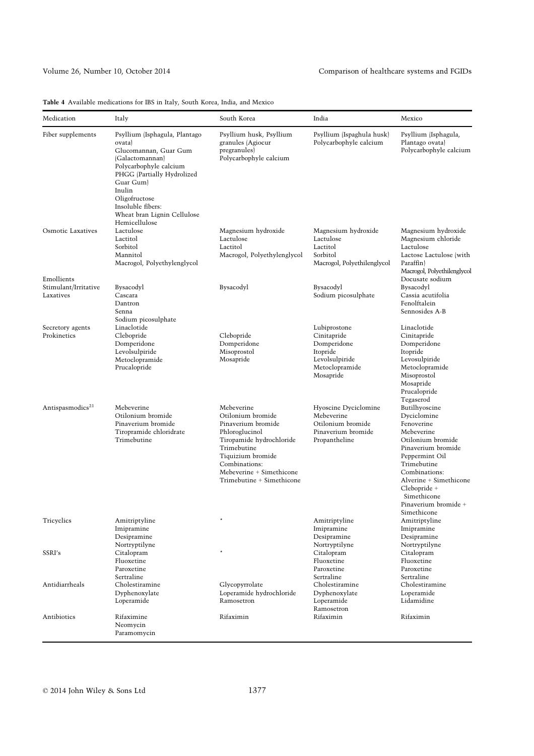**Table 4** Available medications for IBS in Italy, South Korea, India, and Mexico

| Medication | Italy | South Korea | India | Mexico |
|---|---|---|---|---|
| Fiber supplements | Psyllium (Isphagula, Plantago ovata)<br>Glucomannan, Guar Gum (Galactomannan)<br>Polycarbophyle calcium<br>PHGG (Partially Hydrolized Guar Gum)<br>Inulin<br>Oligofructose<br>Insoluble fibers:<br>Wheat bran Lignin Cellulose Hemicellulose | Psyllium husk, Psyllium granules (Agiocur pregranules)<br>Polycarbophyle calcium | Psyllium (Ispaghula husk)<br>Polycarbophyle calcium | Psyllium (Isphagula, Plantago ovata)<br>Polycarbophyle calcium |
| Osmotic Laxatives | Lactulose<br>Lactitol<br>Sorbitol<br>Mannitol<br>Macrogol, Polyethylenglycol | Magnesium hydroxide<br>Lactulose<br>Lactitol<br>Macrogol, Polyethylenglycol | Magnesium hydroxide<br>Lactulose<br>Lactitol<br>Sorbitol<br>Macrogol, Polyethilenglycol | Magnesium hydroxide<br>Magnesium chloride<br>Lactulose<br>Lactose Lactulose (with Paraffin)<br>Macrogol, Polyethilenglycol |
| Emollients | | | | Docusate sodium |
| Stimulant/Irritative Laxatives | Bysacodyl<br>Cascara<br>Dantron<br>Senna<br>Sodium picosulphate | Bysacodyl | Bysacodyl<br>Sodium picosulphate | Bysacodyl<br>Cassia acutifolia<br>Fenolftalein<br>Sennosides A-B |
| Secretory agents | Linaclotide | | Lubiprostone | Linaclotide |
| Prokinetics | Clebopride<br>Domperidone<br>Levolsulpiride<br>Metoclopramide<br>Prucalopride | Clebopride<br>Domperidone<br>Misoprostol<br>Mosapride | Cinitapride<br>Domperidone<br>Itopride<br>Levolsulpiride<br>Metoclopramide<br>Mosapride | Cinitapride<br>Domperidone<br>Itopride<br>Levosulpiride<br>Metoclopramide<br>Misoprostol<br>Mosapride<br>Prucalopride<br>Tegaserod |
| Antispasmodics[21] | Mebeverine<br>Otilonium bromide<br>Pinaverium bromide<br>Tiropramide chloridrate<br>Trimebutine | Mebeverine<br>Otilonium bromide<br>Pinaverium bromide<br>Phloroglucinol<br>Tiropamide hydrochloride<br>Trimebutine<br>Tiquizium bromide<br>Combinations:<br>Mebeverine + Simethicone<br>Trimebutine + Simethicone | Hyoscine Dyciclomine<br>Mebeverine<br>Otilonium bromide<br>Pinaverium bromide<br>Propantheline | Butilhyoscine<br>Dyciclomine<br>Fenoverine<br>Mebeverine<br>Otilonium bromide<br>Pinaverium bromide<br>Peppermint Oil<br>Trimebutine<br>Combinations:<br>Alverine + Simethicone<br>Clebopride + Simethicone<br>Pinaverium bromide + Simethicone |
| Tricyclics | Amitriptyline<br>Imipramine<br>Desipramine<br>Nortryptilyne | * | Amitriptyline<br>Imipramine<br>Desipramine<br>Nortryptilyne | Amitriptyline<br>Imipramine<br>Desipramine<br>Nortryptilyne |
| SSRI's | Citalopram<br>Fluoxetine<br>Paroxetine<br>Sertraline | * | Citalopram<br>Fluoxetine<br>Paroxetine<br>Sertraline | Citalopram<br>Fluoxetine<br>Paroxetine<br>Sertraline |
| Antidiarrheals | Cholestiramine<br>Dyphenoxylate<br>Loperamide | Glycopyrrolate<br>Loperamide hydrochloride<br>Ramosetron | Cholestiramine<br>Dyphenoxylate<br>Loperamide<br>Ramosetron | Cholestiramine<br>Loperamide<br>Lidamidine |
| Antibiotics | Rifaximine<br>Neomycin<br>Paramomycin | Rifaximin | Rifaximin | Rifaximin |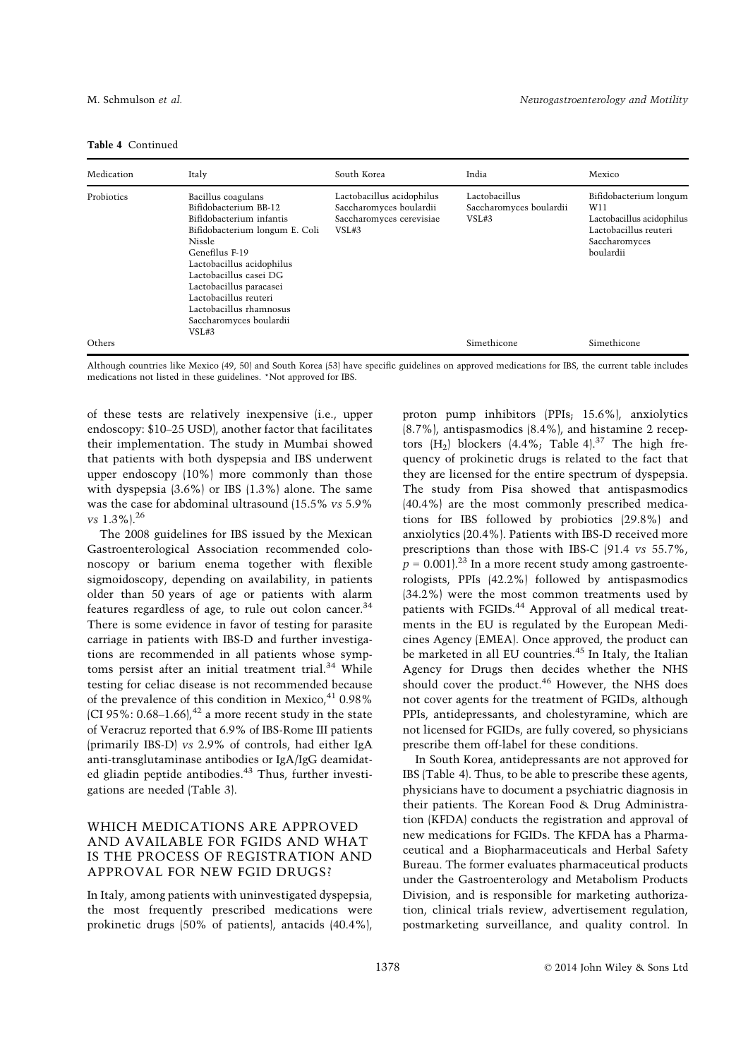**Table 4** Continued

| Medication | Italy | South Korea | India | Mexico |
|---|---|---|---|---|
| Probiotics | Bacillus coagulans<br>Bifidobacterium BB-12<br>Bifidobacterium infantis<br>Bifidobacterium longum E. Coli Nissle<br>Genefilus F-19<br>Lactobacillus acidophilus<br>Lactobacillus casei DG<br>Lactobacillus paracasei<br>Lactobacillus reuteri<br>Lactobacillus rhamnosus<br>Saccharomyces boulardii<br>VSL#3 | Lactobacillus acidophilus<br>Saccharomyces boulardii<br>Saccharomyces cerevisiae<br>VSL#3 | Lactobacillus<br>Saccharomyces boulardii<br>VSL#3 | Bifidobacterium longum W11<br>Lactobacillus acidophilus<br>Lactobacillus reuteri<br>Saccharomyces boulardii |
| Others | | | Simethicone | Simethicone |

Although countries like Mexico (49, 50) and South Korea (53) have specific guidelines on approved medications for IBS, the current table includes medications not listed in these guidelines. *Not approved for IBS.

of these tests are relatively inexpensive (i.e., upper endoscopy: $10–25 USD), another factor that facilitates their implementation. The study in Mumbai showed that patients with both dyspepsia and IBS underwent upper endoscopy (10%) more commonly than those with dyspepsia (3.6%) or IBS (1.3%) alone. The same was the case for abdominal ultrasound (15.5% *vs* 5.9% *vs* 1.3%).[26]

The 2008 guidelines for IBS issued by the Mexican Gastroenterological Association recommended colonoscopy or barium enema together with flexible sigmoidoscopy, depending on availability, in patients older than 50 years of age or patients with alarm features regardless of age, to rule out colon cancer.[34] There is some evidence in favor of testing for parasite carriage in patients with IBS-D and further investigations are recommended in all patients whose symptoms persist after an initial treatment trial.[34] While testing for celiac disease is not recommended because of the prevalence of this condition in Mexico,[41] 0.98% (CI 95%: 0.68–1.66),[42] a more recent study in the state of Veracruz reported that 6.9% of IBS-Rome III patients (primarily IBS-D) *vs* 2.9% of controls, had either IgA anti-transglutaminase antibodies or IgA/IgG deamidated gliadin peptide antibodies.[43] Thus, further investigations are needed (Table 3).

## WHICH MEDICATIONS ARE APPROVED AND AVAILABLE FOR FGIDS AND WHAT IS THE PROCESS OF REGISTRATION AND APPROVAL FOR NEW FGID DRUGS?

In Italy, among patients with uninvestigated dyspepsia, the most frequently prescribed medications were prokinetic drugs (50% of patients), antacids (40.4%), proton pump inhibitors (PPIs; 15.6%), anxiolytics (8.7%), antispasmodics (8.4%), and histamine 2 receptors ($H_2$) blockers (4.4%; Table 4).[37] The high frequency of prokinetic drugs is related to the fact that they are licensed for the entire spectrum of dyspepsia. The study from Pisa showed that antispasmodics (40.4%) are the most commonly prescribed medications for IBS followed by probiotics (29.8%) and anxiolytics (20.4%). Patients with IBS-D received more prescriptions than those with IBS-C (91.4 *vs* 55.7%, $p = 0.001$).[23] In a more recent study among gastroenterologists, PPIs (42.2%) followed by antispasmodics (34.2%) were the most common treatments used by patients with FGIDs.[44] Approval of all medical treatments in the EU is regulated by the European Medicines Agency (EMEA). Once approved, the product can be marketed in all EU countries.[45] In Italy, the Italian Agency for Drugs then decides whether the NHS should cover the product.[46] However, the NHS does not cover agents for the treatment of FGIDs, although PPIs, antidepressants, and cholestyramine, which are not licensed for FGIDs, are fully covered, so physicians prescribe them off-label for these conditions.

In South Korea, antidepressants are not approved for IBS (Table 4). Thus, to be able to prescribe these agents, physicians have to document a psychiatric diagnosis in their patients. The Korean Food & Drug Administration (KFDA) conducts the registration and approval of new medications for FGIDs. The KFDA has a Pharmaceutical and a Biopharmaceuticals and Herbal Safety Bureau. The former evaluates pharmaceutical products under the Gastroenterology and Metabolism Products Division, and is responsible for marketing authorization, clinical trials review, advertisement regulation, postmarketing surveillance, and quality control. In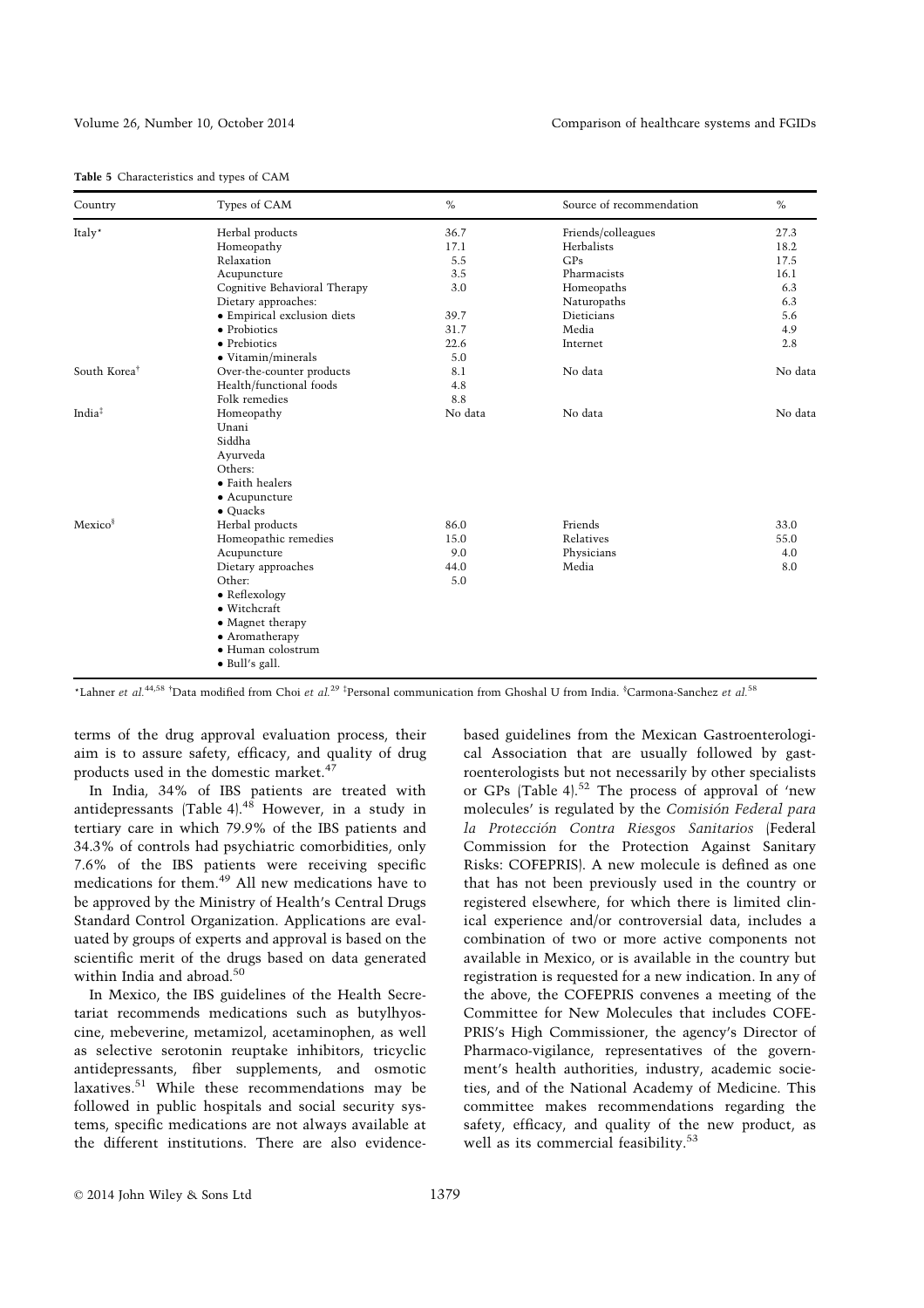**Table 5** Characteristics and types of CAM

| Country | Types of CAM | % | Source of recommendation | % |
|---|---|---|---|---|
| Italy* | Herbal products | 36.7 | Friends/colleagues | 27.3 |
| | Homeopathy | 17.1 | Herbalists | 18.2 |
| | Relaxation | 5.5 | GPs | 17.5 |
| | Acupuncture | 3.5 | Pharmacists | 16.1 |
| | Cognitive Behavioral Therapy | 3.0 | Homeopaths | 6.3 |
| | Dietary approaches: | | Naturopaths | 6.3 |
| | • Empirical exclusion diets | 39.7 | Dieticians | 5.6 |
| | • Probiotics | 31.7 | Media | 4.9 |
| | • Prebiotics | 22.6 | Internet | 2.8 |
| | • Vitamin/minerals | 5.0 | | |
| South Korea† | Over-the-counter products | 8.1 | No data | No data |
| | Health/functional foods | 4.8 | | |
| | Folk remedies | 8.8 | | |
| India‡ | Homeopathy | No data | No data | No data |
| | Unani | | | |
| | Siddha | | | |
| | Ayurveda | | | |
| | Others: | | | |
| | • Faith healers | | | |
| | • Acupuncture | | | |
| | • Quacks | | | |
| Mexico§ | Herbal products | 86.0 | Friends | 33.0 |
| | Homeopathic remedies | 15.0 | Relatives | 55.0 |
| | Acupuncture | 9.0 | Physicians | 4.0 |
| | Dietary approaches | 44.0 | Media | 8.0 |
| | Other: | 5.0 | | |
| | • Reflexology | | | |
| | • Witchcraft | | | |
| | • Magnet therapy | | | |
| | • Aromatherapy | | | |
| | • Human colostrum | | | |
| | • Bull's gall. | | | |

*Lahner *et al.*[44,58] †Data modified from Choi *et al.*[29] ‡Personal communication from Ghoshal U from India. §Carmona-Sanchez *et al.*[58]

terms of the drug approval evaluation process, their aim is to assure safety, efficacy, and quality of drug products used in the domestic market.[47]

In India, 34% of IBS patients are treated with antidepressants (Table 4).[48] However, in a study in tertiary care in which 79.9% of the IBS patients and 34.3% of controls had psychiatric comorbidities, only 7.6% of the IBS patients were receiving specific medications for them.[49] All new medications have to be approved by the Ministry of Health's Central Drugs Standard Control Organization. Applications are evaluated by groups of experts and approval is based on the scientific merit of the drugs based on data generated within India and abroad.[50]

In Mexico, the IBS guidelines of the Health Secretariat recommends medications such as butylhyoscine, mebeverine, metamizol, acetaminophen, as well as selective serotonin reuptake inhibitors, tricyclic antidepressants, fiber supplements, and osmotic laxatives.[51] While these recommendations may be followed in public hospitals and social security systems, specific medications are not always available at the different institutions. There are also evidence-based guidelines from the Mexican Gastroenterological Association that are usually followed by gastroenterologists but not necessarily by other specialists or GPs (Table 4).[52] The process of approval of 'new molecules' is regulated by the *Comisión Federal para la Protección Contra Riesgos Sanitarios* (Federal Commission for the Protection Against Sanitary Risks: COFEPRIS). A new molecule is defined as one that has not been previously used in the country or registered elsewhere, for which there is limited clinical experience and/or controversial data, includes a combination of two or more active components not available in Mexico, or is available in the country but registration is requested for a new indication. In any of the above, the COFEPRIS convenes a meeting of the Committee for New Molecules that includes COFEPRIS's High Commissioner, the agency's Director of Pharmaco-vigilance, representatives of the government's health authorities, industry, academic societies, and of the National Academy of Medicine. This committee makes recommendations regarding the safety, efficacy, and quality of the new product, as well as its commercial feasibility.[53]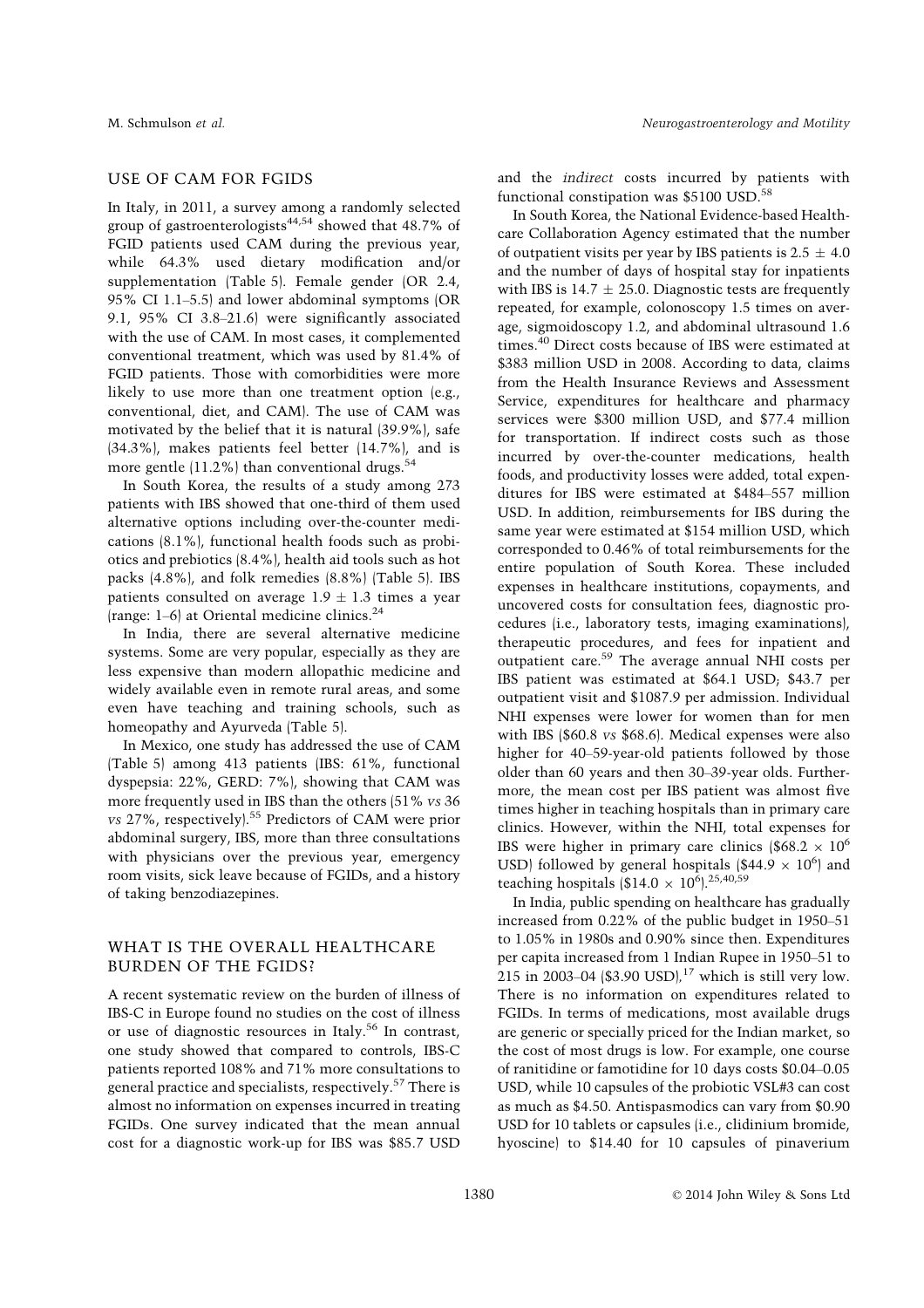## USE OF CAM FOR FGIDS

In Italy, in 2011, a survey among a randomly selected group of gastroenterologists[44,54] showed that 48.7% of FGID patients used CAM during the previous year, while 64.3% used dietary modification and/or supplementation (Table 5). Female gender (OR 2.4, 95% CI 1.1–5.5) and lower abdominal symptoms (OR 9.1, 95% CI 3.8–21.6) were significantly associated with the use of CAM. In most cases, it complemented conventional treatment, which was used by 81.4% of FGID patients. Those with comorbidities were more likely to use more than one treatment option (e.g., conventional, diet, and CAM). The use of CAM was motivated by the belief that it is natural (39.9%), safe (34.3%), makes patients feel better (14.7%), and is more gentle (11.2%) than conventional drugs.[54]

In South Korea, the results of a study among 273 patients with IBS showed that one-third of them used alternative options including over-the-counter medications (8.1%), functional health foods such as probiotics and prebiotics (8.4%), health aid tools such as hot packs (4.8%), and folk remedies (8.8%) (Table 5). IBS patients consulted on average $1.9 \pm 1.3$ times a year (range: 1–6) at Oriental medicine clinics.[24]

In India, there are several alternative medicine systems. Some are very popular, especially as they are less expensive than modern allopathic medicine and widely available even in remote rural areas, and some even have teaching and training schools, such as homeopathy and Ayurveda (Table 5).

In Mexico, one study has addressed the use of CAM (Table 5) among 413 patients (IBS: 61%, functional dyspepsia: 22%, GERD: 7%), showing that CAM was more frequently used in IBS than the others (51% *vs* 36 *vs* 27%, respectively).[55] Predictors of CAM were prior abdominal surgery, IBS, more than three consultations with physicians over the previous year, emergency room visits, sick leave because of FGIDs, and a history of taking benzodiazepines.

## WHAT IS THE OVERALL HEALTHCARE BURDEN OF THE FGIDS?

A recent systematic review on the burden of illness of IBS-C in Europe found no studies on the cost of illness or use of diagnostic resources in Italy.[56] In contrast, one study showed that compared to controls, IBS-C patients reported 108% and 71% more consultations to general practice and specialists, respectively.[57] There is almost no information on expenses incurred in treating FGIDs. One survey indicated that the mean annual cost for a diagnostic work-up for IBS was \$85.7 USD and the *indirect* costs incurred by patients with functional constipation was \$5100 USD.[58]

In South Korea, the National Evidence-based Healthcare Collaboration Agency estimated that the number of outpatient visits per year by IBS patients is $2.5 \pm 4.0$ and the number of days of hospital stay for inpatients with IBS is $14.7 \pm 25.0$. Diagnostic tests are frequently repeated, for example, colonoscopy 1.5 times on average, sigmoidoscopy 1.2, and abdominal ultrasound 1.6 times.[40] Direct costs because of IBS were estimated at \$383 million USD in 2008. According to data, claims from the Health Insurance Reviews and Assessment Service, expenditures for healthcare and pharmacy services were \$300 million USD, and \$77.4 million for transportation. If indirect costs such as those incurred by over-the-counter medications, health foods, and productivity losses were added, total expenditures for IBS were estimated at \$484–557 million USD. In addition, reimbursements for IBS during the same year were estimated at \$154 million USD, which corresponded to 0.46% of total reimbursements for the entire population of South Korea. These included expenses in healthcare institutions, copayments, and uncovered costs for consultation fees, diagnostic procedures (i.e., laboratory tests, imaging examinations), therapeutic procedures, and fees for inpatient and outpatient care.[59] The average annual NHI costs per IBS patient was estimated at \$64.1 USD; \$43.7 per outpatient visit and \$1087.9 per admission. Individual NHI expenses were lower for women than for men with IBS (\$60.8 *vs* \$68.6). Medical expenses were also higher for 40–59-year-old patients followed by those older than 60 years and then 30–39-year olds. Furthermore, the mean cost per IBS patient was almost five times higher in teaching hospitals than in primary care clinics. However, within the NHI, total expenses for IBS were higher in primary care clinics (\$$68.2 \times 10^6$ USD) followed by general hospitals (\$$44.9 \times 10^6$) and teaching hospitals (\$$14.0 \times 10^6$).[25,40,59]

In India, public spending on healthcare has gradually increased from 0.22% of the public budget in 1950–51 to 1.05% in 1980s and 0.90% since then. Expenditures per capita increased from 1 Indian Rupee in 1950–51 to 215 in 2003–04 (\$3.90 USD),[17] which is still very low. There is no information on expenditures related to FGIDs. In terms of medications, most available drugs are generic or specially priced for the Indian market, so the cost of most drugs is low. For example, one course of ranitidine or famotidine for 10 days costs \$0.04–0.05 USD, while 10 capsules of the probiotic VSL#3 can cost as much as \$4.50. Antispasmodics can vary from \$0.90 USD for 10 tablets or capsules (i.e., clidinium bromide, hyoscine) to \$14.40 for 10 capsules of pinaverium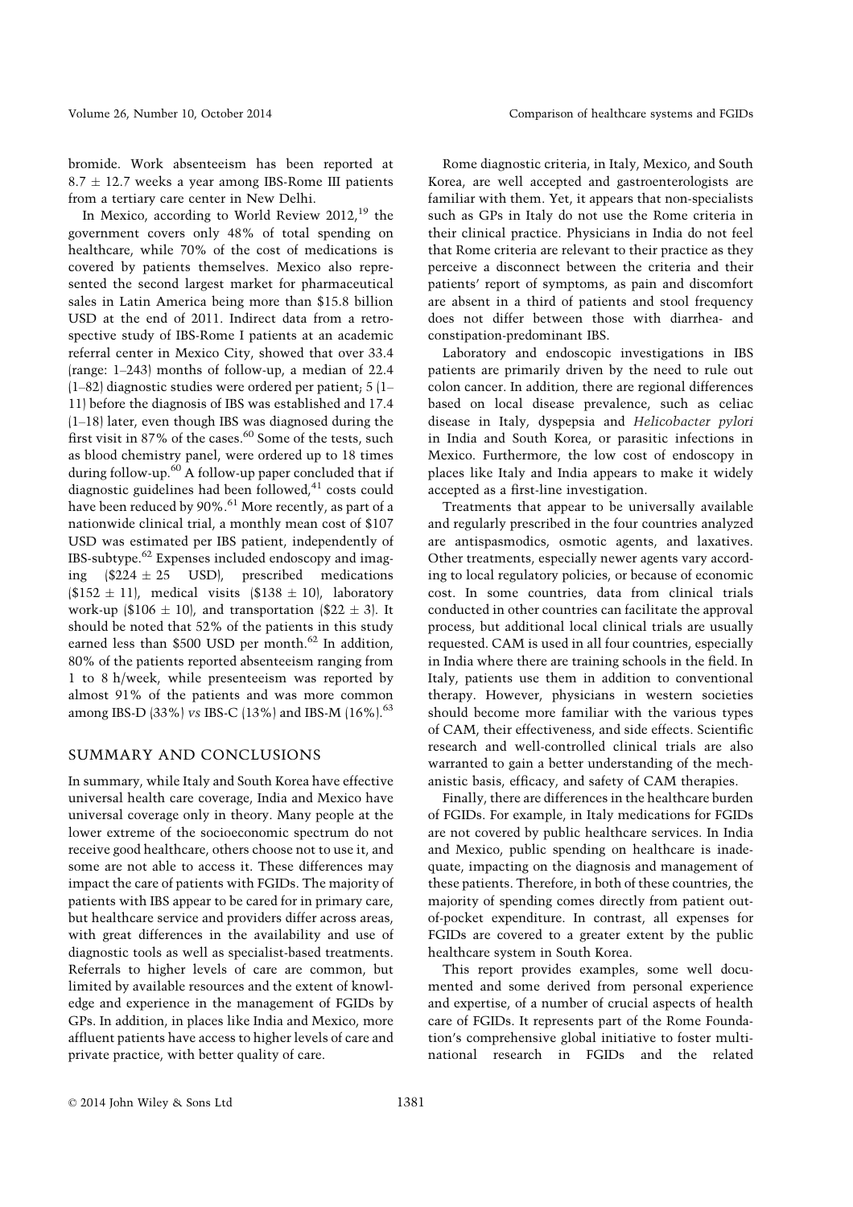bromide. Work absenteeism has been reported at $8.7 \pm 12.7$ weeks a year among IBS-Rome III patients from a tertiary care center in New Delhi.

In Mexico, according to World Review 2012,[19] the government covers only 48% of total spending on healthcare, while 70% of the cost of medications is covered by patients themselves. Mexico also represented the second largest market for pharmaceutical sales in Latin America being more than $15.8 billion USD at the end of 2011. Indirect data from a retrospective study of IBS-Rome I patients at an academic referral center in Mexico City, showed that over 33.4 (range: 1–243) months of follow-up, a median of 22.4 (1–82) diagnostic studies were ordered per patient; 5 (1–11) before the diagnosis of IBS was established and 17.4 (1–18) later, even though IBS was diagnosed during the first visit in 87% of the cases.[60] Some of the tests, such as blood chemistry panel, were ordered up to 18 times during follow-up.[60] A follow-up paper concluded that if diagnostic guidelines had been followed,[41] costs could have been reduced by 90%.[61] More recently, as part of a nationwide clinical trial, a monthly mean cost of $107 USD was estimated per IBS patient, independently of IBS-subtype.[62] Expenses included endoscopy and imaging ($224 ± 25 USD), prescribed medications ($152 ± 11), medical visits ($138 ± 10), laboratory work-up ($106 ± 10), and transportation ($22 ± 3). It should be noted that 52% of the patients in this study earned less than $500 USD per month.[62] In addition, 80% of the patients reported absenteeism ranging from 1 to 8 h/week, while presenteeism was reported by almost 91% of the patients and was more common among IBS-D (33%) *vs* IBS-C (13%) and IBS-M (16%).[63]

## SUMMARY AND CONCLUSIONS

In summary, while Italy and South Korea have effective universal health care coverage, India and Mexico have universal coverage only in theory. Many people at the lower extreme of the socioeconomic spectrum do not receive good healthcare, others choose not to use it, and some are not able to access it. These differences may impact the care of patients with FGIDs. The majority of patients with IBS appear to be cared for in primary care, but healthcare service and providers differ across areas, with great differences in the availability and use of diagnostic tools as well as specialist-based treatments. Referrals to higher levels of care are common, but limited by available resources and the extent of knowledge and experience in the management of FGIDs by GPs. In addition, in places like India and Mexico, more affluent patients have access to higher levels of care and private practice, with better quality of care.

Rome diagnostic criteria, in Italy, Mexico, and South Korea, are well accepted and gastroenterologists are familiar with them. Yet, it appears that non-specialists such as GPs in Italy do not use the Rome criteria in their clinical practice. Physicians in India do not feel that Rome criteria are relevant to their practice as they perceive a disconnect between the criteria and their patients' report of symptoms, as pain and discomfort are absent in a third of patients and stool frequency does not differ between those with diarrhea- and constipation-predominant IBS.

Laboratory and endoscopic investigations in IBS patients are primarily driven by the need to rule out colon cancer. In addition, there are regional differences based on local disease prevalence, such as celiac disease in Italy, dyspepsia and *Helicobacter pylori* in India and South Korea, or parasitic infections in Mexico. Furthermore, the low cost of endoscopy in places like Italy and India appears to make it widely accepted as a first-line investigation.

Treatments that appear to be universally available and regularly prescribed in the four countries analyzed are antispasmodics, osmotic agents, and laxatives. Other treatments, especially newer agents vary according to local regulatory policies, or because of economic cost. In some countries, data from clinical trials conducted in other countries can facilitate the approval process, but additional local clinical trials are usually requested. CAM is used in all four countries, especially in India where there are training schools in the field. In Italy, patients use them in addition to conventional therapy. However, physicians in western societies should become more familiar with the various types of CAM, their effectiveness, and side effects. Scientific research and well-controlled clinical trials are also warranted to gain a better understanding of the mechanistic basis, efficacy, and safety of CAM therapies.

Finally, there are differences in the healthcare burden of FGIDs. For example, in Italy medications for FGIDs are not covered by public healthcare services. In India and Mexico, public spending on healthcare is inadequate, impacting on the diagnosis and management of these patients. Therefore, in both of these countries, the majority of spending comes directly from patient out-of-pocket expenditure. In contrast, all expenses for FGIDs are covered to a greater extent by the public healthcare system in South Korea.

This report provides examples, some well documented and some derived from personal experience and expertise, of a number of crucial aspects of health care of FGIDs. It represents part of the Rome Foundation's comprehensive global initiative to foster multinational research in FGIDs and the related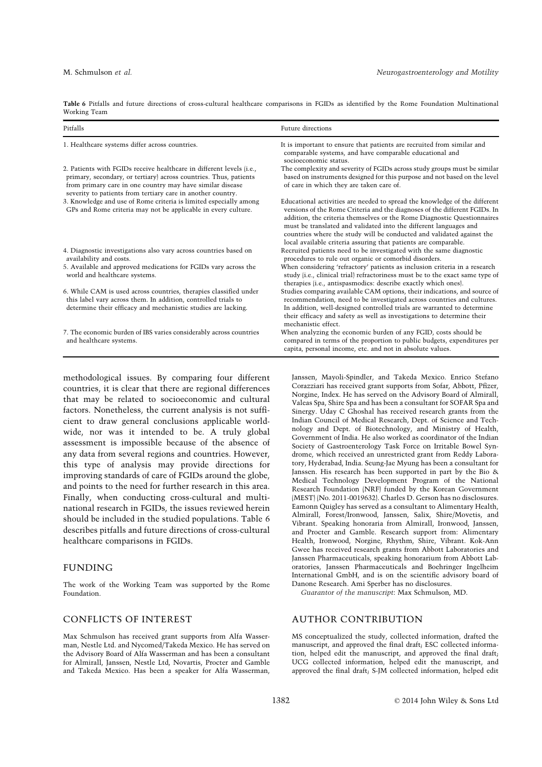**Table 6** Pitfalls and future directions of cross-cultural healthcare comparisons in FGIDs as identified by the Rome Foundation Multinational Working Team

| Pitfalls | Future directions |
|---|---|
| 1. Healthcare systems differ across countries. | It is important to ensure that patients are recruited from similar and comparable systems, and have comparable educational and socioeconomic status. |
| 2. Patients with FGIDs receive healthcare in different levels (i.e., primary, secondary, or tertiary) across countries. Thus, patients from primary care in one country may have similar disease severity to patients from tertiary care in another country. | The complexity and severity of FGIDs across study groups must be similar based on instruments designed for this purpose and not based on the level of care in which they are taken care of. |
| 3. Knowledge and use of Rome criteria is limited especially among GPs and Rome criteria may not be applicable in every culture. | Educational activities are needed to spread the knowledge of the different versions of the Rome Criteria and the diagnoses of the different FGIDs. In addition, the criteria themselves or the Rome Diagnostic Questionnaires must be translated and validated into the different languages and countries where the study will be conducted and validated against the local available criteria assuring that patients are comparable. |
| 4. Diagnostic investigations also vary across countries based on availability and costs. | Recruited patients need to be investigated with the same diagnostic procedures to rule out organic or comorbid disorders. |
| 5. Available and approved medications for FGIDs vary across the world and healthcare systems. | When considering 'refractory' patients as inclusion criteria in a research study (i.e., clinical trial) refractoriness must be to the exact same type of therapies (i.e., antispasmodics: describe exactly which ones). |
| 6. While CAM is used across countries, therapies classified under this label vary across them. In addition, controlled trials to determine their efficacy and mechanistic studies are lacking. | Studies comparing available CAM options, their indications, and source of recommendation, need to be investigated across countries and cultures. In addition, well-designed controlled trials are warranted to determine their efficacy and safety as well as investigations to determine their mechanistic effect. |
| 7. The economic burden of IBS varies considerably across countries and healthcare systems. | When analyzing the economic burden of any FGID, costs should be compared in terms of the proportion to public budgets, expenditures per capita, personal income, etc. and not in absolute values. |

methodological issues. By comparing four different countries, it is clear that there are regional differences that may be related to socioeconomic and cultural factors. Nonetheless, the current analysis is not sufficient to draw general conclusions applicable worldwide, nor was it intended to be. A truly global assessment is impossible because of the absence of any data from several regions and countries. However, this type of analysis may provide directions for improving standards of care of FGIDs around the globe, and points to the need for further research in this area. Finally, when conducting cross-cultural and multinational research in FGIDs, the issues reviewed herein should be included in the studied populations. Table 6 describes pitfalls and future directions of cross-cultural healthcare comparisons in FGIDs.

## FUNDING

The work of the Working Team was supported by the Rome Foundation.

## CONFLICTS OF INTEREST

Max Schmulson has received grant supports from Alfa Wasserman, Nestle Ltd. and Nycomed/Takeda Mexico. He has served on the Advisory Board of Alfa Wasserman and has been a consultant for Almirall, Janssen, Nestle Ltd, Novartis, Procter and Gamble and Takeda Mexico. Has been a speaker for Alfa Wasserman, Janssen, Mayoli-Spindler, and Takeda Mexico. Enrico Stefano Corazziari has received grant supports from Sofar, Abbott, Pfizer, Norgine, Index. He has served on the Advisory Board of Almirall, Valeas Spa, Shire Spa and has been a consultant for SOFAR Spa and Sinergy. Uday C Ghoshal has received research grants from the Indian Council of Medical Research, Dept. of Science and Technology and Dept. of Biotechnology, and Ministry of Health, Government of India. He also worked as coordinator of the Indian Society of Gastroenterology Task Force on Irritable Bowel Syndrome, which received an unrestricted grant from Reddy Laboratory, Hyderabad, India. Seung-Jae Myung has been a consultant for Janssen. His research has been supported in part by the Bio & Medical Technology Development Program of the National Research Foundation (NRF) funded by the Korean Government (MEST) (No. 2011-0019632). Charles D. Gerson has no disclosures. Eamonn Quigley has served as a consultant to Alimentary Health, Almirall, Forest/Ironwood, Janssen, Salix, Shire/Movetis, and Vibrant. Speaking honoraria from Almirall, Ironwood, Janssen, and Procter and Gamble. Research support from: Alimentary Health, Ironwood, Norgine, Rhythm, Shire, Vibrant. Kok-Ann Gwee has received research grants from Abbott Laboratories and Janssen Pharmaceuticals, speaking honorarium from Abbott Laboratories, Janssen Pharmaceuticals and Boehringer Ingelheim International GmbH, and is on the scientific advisory board of Danone Research. Ami Sperber has no disclosures.

*Guarantor of the manuscript*: Max Schmulson, MD.

## AUTHOR CONTRIBUTION

MS conceptualized the study, collected information, drafted the manuscript, and approved the final draft; ESC collected information, helped edit the manuscript, and approved the final draft; UCG collected information, helped edit the manuscript, and approved the final draft; S-JM collected information, helped edit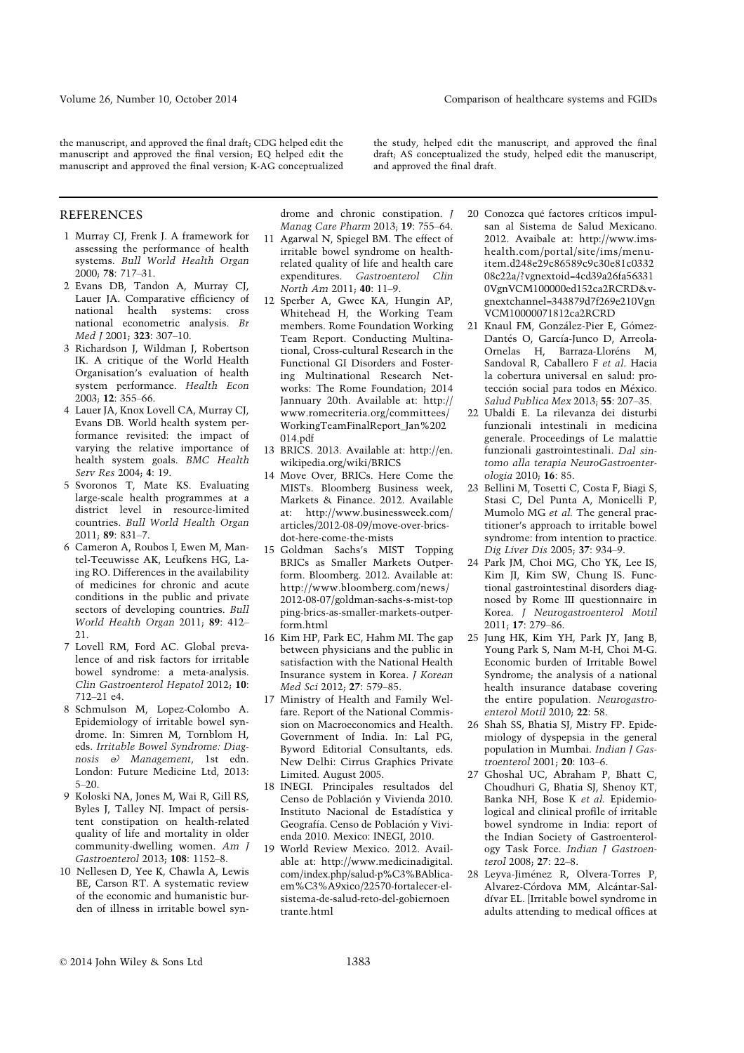the manuscript, and approved the final draft; CDG helped edit the manuscript and approved the final version; EQ helped edit the manuscript and approved the final version; K-AG conceptualized the study, helped edit the manuscript, and approved the final draft; AS conceptualized the study, helped edit the manuscript, and approved the final draft.

## REFERENCES

1 Murray CJ, Frenk J. A framework for assessing the performance of health systems. *Bull World Health Organ* 2000; **78**: 717–31.

2 Evans DB, Tandon A, Murray CJ, Lauer JA. Comparative efficiency of national health systems: cross national econometric analysis. *Br Med J* 2001; **323**: 307–10.

3 Richardson J, Wildman J, Robertson IK. A critique of the World Health Organisation's evaluation of health system performance. *Health Econ* 2003; **12**: 355–66.

4 Lauer JA, Knox Lovell CA, Murray CJ, Evans DB. World health system performance revisited: the impact of varying the relative importance of health system goals. *BMC Health Serv Res* 2004; **4**: 19.

5 Svoronos T, Mate KS. Evaluating large-scale health programmes at a district level in resource-limited countries. *Bull World Health Organ* 2011; **89**: 831–7.

6 Cameron A, Roubos I, Ewen M, Mantel-Teeuwisse AK, Leufkens HG, Laing RO. Differences in the availability of medicines for chronic and acute conditions in the public and private sectors of developing countries. *Bull World Health Organ* 2011; **89**: 412–21.

7 Lovell RM, Ford AC. Global prevalence of and risk factors for irritable bowel syndrome: a meta-analysis. *Clin Gastroenterol Hepatol* 2012; **10**: 712–21 e4.

8 Schmulson M, Lopez-Colombo A. Epidemiology of irritable bowel syndrome. In: Simren M, Tornblom H, eds. *Irritable Bowel Syndrome: Diagnosis & Management*, 1st edn. London: Future Medicine Ltd, 2013: 5–20.

9 Koloski NA, Jones M, Wai R, Gill RS, Byles J, Talley NJ. Impact of persistent constipation on health-related quality of life and mortality in older community-dwelling women. *Am J Gastroenterol* 2013; **108**: 1152–8.

10 Nellesen D, Yee K, Chawla A, Lewis BE, Carson RT. A systematic review of the economic and humanistic burden of illness in irritable bowel syndrome and chronic constipation. *J Manag Care Pharm* 2013; **19**: 755–64.

11 Agarwal N, Spiegel BM. The effect of irritable bowel syndrome on health-related quality of life and health care expenditures. *Gastroenterol Clin North Am* 2011; **40**: 11–9.

12 Sperber A, Gwee KA, Hungin AP, Whitehead H, the Working Team members. Rome Foundation Working Team Report. Conducting Multinational, Cross-cultural Research in the Functional GI Disorders and Fostering Multinational Research Networks: The Rome Foundation; 2014 Jannuary 20th. Available at: http://www.romecriteria.org/committees/WorkingTeamFinalReport_Jan%202014.pdf

13 BRICS. 2013. Available at: http://en.wikipedia.org/wiki/BRICS

14 Move Over, BRICs. Here Come the MISTs. Bloomberg Business week, Markets & Finance. 2012. Available at: http://www.businessweek.com/articles/2012-08-09/move-over-brics-dot-here-come-the-mists

15 Goldman Sachs's MIST Topping BRICs as Smaller Markets Outperform. Bloomberg. 2012. Available at: http://www.bloomberg.com/news/2012-08-07/goldman-sachs-s-mist-topping-brics-as-smaller-markets-outperform.html

16 Kim HP, Park EC, Hahm MI. The gap between physicians and the public in satisfaction with the National Health Insurance system in Korea. *J Korean Med Sci* 2012; **27**: 579–85.

17 Ministry of Health and Family Welfare. Report of the National Commission on Macroeconomics and Health. Government of India. In: Lal PG, Byword Editorial Consultants, eds. New Delhi: Cirrus Graphics Private Limited. August 2005.

18 INEGI. Principales resultados del Censo de Población y Vivienda 2010. Instituto Nacional de Estadística y Geografía. Censo de Población y Vivienda 2010. Mexico: INEGI, 2010.

19 World Review Mexico. 2012. Available at: http://www.medicinadigital.com/index.php/salud-p%C3%BAblica-em%C3%A9xico/22570-fortalecer-el-sistema-de-salud-reto-del-gobiernoentrante.html

20 Conozca qué factores críticos impulsan al Sistema de Salud Mexicano. 2012. Avaibale at: http://www.imshealth.com/portal/site/ims/menuitem.d248e29c86589c9c30e81c033208c22a/?vgnextoid=4cd39a26fa563310VgnVCM100000ed152ca2RCRD&vgnextchannel=343879d7f269e210VgnVCM10000071812ca2RCRD

21 Knaul FM, González-Pier E, Gómez-Dantés O, García-Junco D, Arreola-Ornelas H, Barraza-Lloréns M, Sandoval R, Caballero F *et al.* Hacia la cobertura universal en salud: protección social para todos en México. *Salud Publica Mex* 2013; **55**: 207–35.

22 Ubaldi E. La rilevanza dei disturbi funzionali intestinali in medicina generale. Proceedings of Le malattie funzionali gastrointestinali. *Dal sintomo alla terapia NeuroGastroenterologia* 2010; **16**: 85.

23 Bellini M, Tosetti C, Costa F, Biagi S, Stasi C, Del Punta A, Monicelli P, Mumolo MG *et al.* The general practitioner's approach to irritable bowel syndrome: from intention to practice. *Dig Liver Dis* 2005; **37**: 934–9.

24 Park JM, Choi MG, Cho YK, Lee IS, Kim JI, Kim SW, Chung IS. Functional gastrointestinal disorders diagnosed by Rome III questionnaire in Korea. *J Neurogastroenterol Motil* 2011; **17**: 279–86.

25 Jung HK, Kim YH, Park JY, Jang B, Young Park S, Nam M-H, Choi M-G. Economic burden of Irritable Bowel Syndrome; the analysis of a national health insurance database covering the entire population. *Neurogastroenterol Motil* 2010; **22**: 58.

26 Shah SS, Bhatia SJ, Mistry FP. Epidemiology of dyspepsia in the general population in Mumbai. *Indian J Gastroenterol* 2001; **20**: 103–6.

27 Ghoshal UC, Abraham P, Bhatt C, Choudhuri G, Bhatia SJ, Shenoy KT, Banka NH, Bose K *et al.* Epidemiological and clinical profile of irritable bowel syndrome in India: report of the Indian Society of Gastroenterology Task Force. *Indian J Gastroenterol* 2008; **27**: 22–8.

28 Leyva-Jiménez R, Olvera-Torres P, Alvarez-Córdova MM, Alcántar-Saldívar EL. [Irritable bowel syndrome in adults attending to medical offices at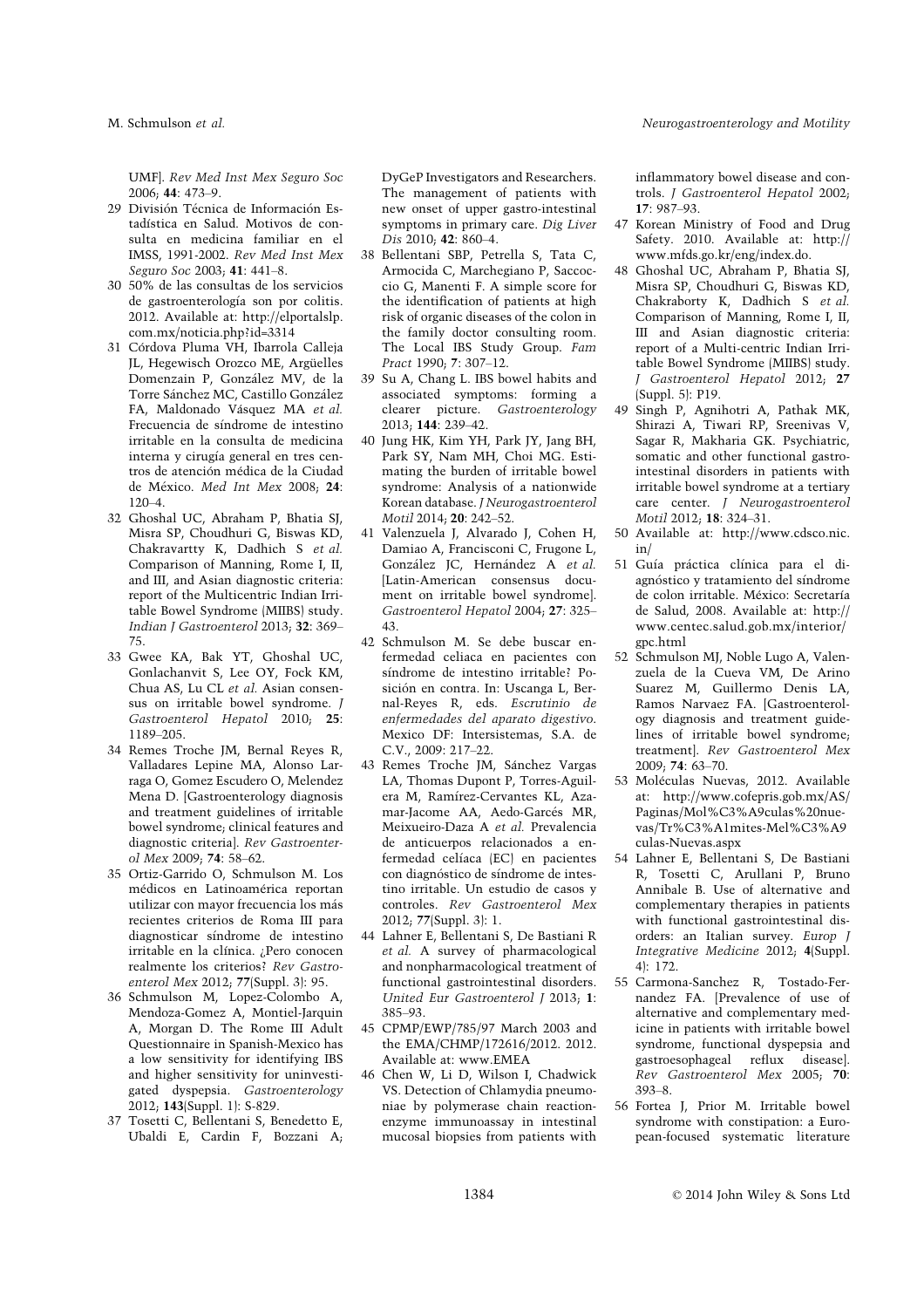UMF]. *Rev Med Inst Mex Seguro Soc* 2006; **44**: 473–9.

29 División Técnica de Información Estadística en Salud. Motivos de consulta en medicina familiar en el IMSS, 1991-2002. *Rev Med Inst Mex Seguro Soc* 2003; **41**: 441–8.

30 50% de las consultas de los servicios de gastroenterología son por colitis. 2012. Available at: http://elportalslp.com.mx/noticia.php?id=3314

31 Córdova Pluma VH, Ibarrola Calleja JL, Hegewisch Orozco ME, Argüelles Domenzain P, González MV, de la Torre Sánchez MC, Castillo González FA, Maldonado Vásquez MA *et al.* Frecuencia de síndrome de intestino irritable en la consulta de medicina interna y cirugía general en tres centros de atención médica de la Ciudad de México. *Med Int Mex* 2008; **24**: 120–4.

32 Ghoshal UC, Abraham P, Bhatia SJ, Misra SP, Choudhuri G, Biswas KD, Chakravartty K, Dadhich S *et al.* Comparison of Manning, Rome I, II, and III, and Asian diagnostic criteria: report of the Multicentric Indian Irritable Bowel Syndrome (MIIBS) study. *Indian J Gastroenterol* 2013; **32**: 369–75.

33 Gwee KA, Bak YT, Ghoshal UC, Gonlachanvit S, Lee OY, Fock KM, Chua AS, Lu CL *et al.* Asian consensus on irritable bowel syndrome. *J Gastroenterol Hepatol* 2010; **25**: 1189–205.

34 Remes Troche JM, Bernal Reyes R, Valladares Lepine MA, Alonso Larraga O, Gomez Escudero O, Melendez Mena D. [Gastroenterology diagnosis and treatment guidelines of irritable bowel syndrome; clinical features and diagnostic criteria]. *Rev Gastroenterol Mex* 2009; **74**: 58–62.

35 Ortiz-Garrido O, Schmulson M. Los médicos en Latinoamérica reportan utilizar con mayor frecuencia los más recientes criterios de Roma III para diagnosticar síndrome de intestino irritable en la clínica. ¿Pero conocen realmente los criterios? *Rev Gastroenterol Mex* 2012; **77**(Suppl. 3): 95.

36 Schmulson M, Lopez-Colombo A, Mendoza-Gomez A, Montiel-Jarquin A, Morgan D. The Rome III Adult Questionnaire in Spanish-Mexico has a low sensitivity for identifying IBS and higher sensitivity for uninvestigated dyspepsia. *Gastroenterology* 2012; **143**(Suppl. 1): S-829.

37 Tosetti C, Bellentani S, Benedetto E, Ubaldi E, Cardin F, Bozzani A; DyGeP Investigators and Researchers. The management of patients with new onset of upper gastro-intestinal symptoms in primary care. *Dig Liver Dis* 2010; **42**: 860–4.

38 Bellentani SBP, Petrella S, Tata C, Armocida C, Marchegiano P, Saccoccio G, Manenti F. A simple score for the identification of patients at high risk of organic diseases of the colon in the family doctor consulting room. The Local IBS Study Group. *Fam Pract* 1990; **7**: 307–12.

39 Su A, Chang L. IBS bowel habits and associated symptoms: forming a clearer picture. *Gastroenterology* 2013; **144**: 239–42.

40 Jung HK, Kim YH, Park JY, Jang BH, Park SY, Nam MH, Choi MG. Estimating the burden of irritable bowel syndrome: Analysis of a nationwide Korean database. *J Neurogastroenterol Motil* 2014; **20**: 242–52.

41 Valenzuela J, Alvarado J, Cohen H, Damiao A, Francisconi C, Frugone L, González JC, Hernández A *et al.* [Latin-American consensus document on irritable bowel syndrome]. *Gastroenterol Hepatol* 2004; **27**: 325–43.

42 Schmulson M. Se debe buscar enfermedad celiaca en pacientes con síndrome de intestino irritable? Posición en contra. In: Uscanga L, Bernal-Reyes R, eds. *Escrutinio de enfermedades del aparato digestivo*. Mexico DF: Intersistemas, S.A. de C.V., 2009: 217–22.

43 Remes Troche JM, Sánchez Vargas LA, Thomas Dupont P, Torres-Aguilera M, Ramírez-Cervantes KL, Azamar-Jacome AA, Aedo-Garcés MR, Meixueiro-Daza A *et al.* Prevalencia de anticuerpos relacionados a enfermedad celíaca (EC) en pacientes con diagnóstico de síndrome de intestino irritable. Un estudio de casos y controles. *Rev Gastroenterol Mex* 2012; **77**(Suppl. 3): 1.

44 Lahner E, Bellentani S, De Bastiani R *et al.* A survey of pharmacological and nonpharmacological treatment of functional gastrointestinal disorders. *United Eur Gastroenterol J* 2013; **1**: 385–93.

45 CPMP/EWP/785/97 March 2003 and the EMA/CHMP/172616/2012. 2012. Available at: www.EMEA

46 Chen W, Li D, Wilson I, Chadwick VS. Detection of Chlamydia pneumoniae by polymerase chain reaction-enzyme immunoassay in intestinal mucosal biopsies from patients with inflammatory bowel disease and controls. *J Gastroenterol Hepatol* 2002; **17**: 987–93.

47 Korean Ministry of Food and Drug Safety. 2010. Available at: http://www.mfds.go.kr/eng/index.do.

48 Ghoshal UC, Abraham P, Bhatia SJ, Misra SP, Choudhuri G, Biswas KD, Chakraborty K, Dadhich S *et al.* Comparison of Manning, Rome I, II, III and Asian diagnostic criteria: report of a Multi-centric Indian Irritable Bowel Syndrome (MIIBS) study. *J Gastroenterol Hepatol* 2012; **27** (Suppl. 5): P19.

49 Singh P, Agnihotri A, Pathak MK, Shirazi A, Tiwari RP, Sreenivas V, Sagar R, Makharia GK. Psychiatric, somatic and other functional gastrointestinal disorders in patients with irritable bowel syndrome at a tertiary care center. *J Neurogastroenterol Motil* 2012; **18**: 324–31.

50 Available at: http://www.cdsco.nic.in/

51 Guía práctica clínica para el diagnóstico y tratamiento del síndrome de colon irritable. México: Secretaría de Salud, 2008. Available at: http://www.centec.salud.gob.mx/interior/gpc.html

52 Schmulson MJ, Noble Lugo A, Valenzuela de la Cueva VM, De Arino Suarez M, Guillermo Denis LA, Ramos Narvaez FA. [Gastroenterology diagnosis and treatment guidelines of irritable bowel syndrome; treatment]. *Rev Gastroenterol Mex* 2009; **74**: 63–70.

53 Moléculas Nuevas, 2012. Available at: http://www.cofepris.gob.mx/AS/Paginas/Mol%C3%A9culas%20nuevas/Tr%C3%A1mites-Mel%C3%A9culas-Nuevas.aspx

54 Lahner E, Bellentani S, De Bastiani R, Tosetti C, Arullani P, Bruno Annibale B. Use of alternative and complementary therapies in patients with functional gastrointestinal disorders: an Italian survey. *Europ J Integrative Medicine* 2012; **4**(Suppl. 4): 172.

55 Carmona-Sanchez R, Tostado-Fernandez FA. [Prevalence of use of alternative and complementary medicine in patients with irritable bowel syndrome, functional dyspepsia and gastroesophageal reflux disease]. *Rev Gastroenterol Mex* 2005; **70**: 393–8.

56 Fortea J, Prior M. Irritable bowel syndrome with constipation: a European-focused systematic literature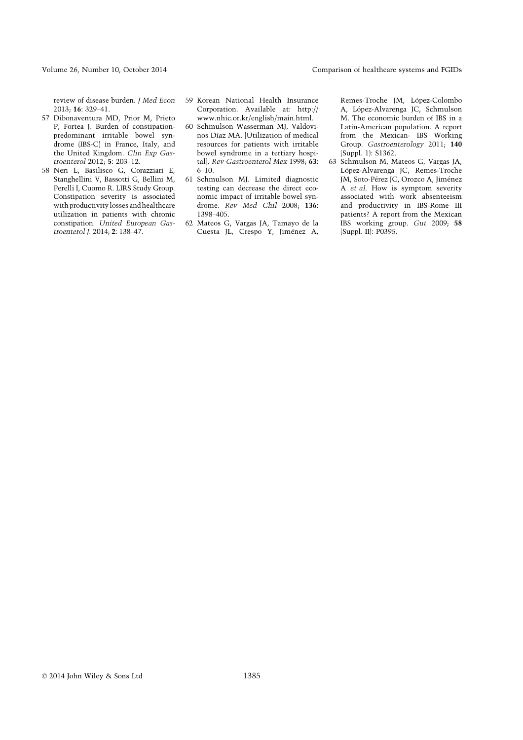review of disease burden. *J Med Econ* 2013; **16**: 329–41.

57 Dibonaventura MD, Prior M, Prieto P, Fortea J. Burden of constipation-predominant irritable bowel syndrome (IBS-C) in France, Italy, and the United Kingdom. *Clin Exp Gastroenterol* 2012; **5**: 203–12.

58 Neri L, Basilisco G, Corazziari E, Stanghellini V, Bassotti G, Bellini M, Perelli I, Cuomo R. LIRS Study Group. Constipation severity is associated with productivity losses and healthcare utilization in patients with chronic constipation. *United European Gastroenterol J.* 2014; **2**: 138–47.

59 Korean National Health Insurance Corporation. Available at: http://www.nhic.or.kr/english/main.html.

60 Schmulson Wasserman MJ, Valdovinos Díaz MA. [Utilization of medical resources for patients with irritable bowel syndrome in a tertiary hospital]. *Rev Gastroenterol Mex* 1998; **63**: 6–10.

61 Schmulson MJ. Limited diagnostic testing can decrease the direct economic impact of irritable bowel syndrome. *Rev Med Chil* 2008; **136**: 1398–405.

62 Mateos G, Vargas JA, Tamayo de la Cuesta JL, Crespo Y, Jiménez A, Remes-Troche JM, López-Colombo A, López-Alvarenga JC, Schmulson M. The economic burden of IBS in a Latin-American population. A report from the Mexican- IBS Working Group. *Gastroenterology* 2011; **140** (Suppl. 1): S1362.

63 Schmulson M, Mateos G, Vargas JA, López-Alvarenga JC, Remes-Troche JM, Soto-Pérez JC, Orozco A, Jiménez A *et al.* How is symptom severity associated with work absenteeism and productivity in IBS-Rome III patients? A report from the Mexican IBS working group. *Gut* 2009; **58** (Suppl. II): P0395.